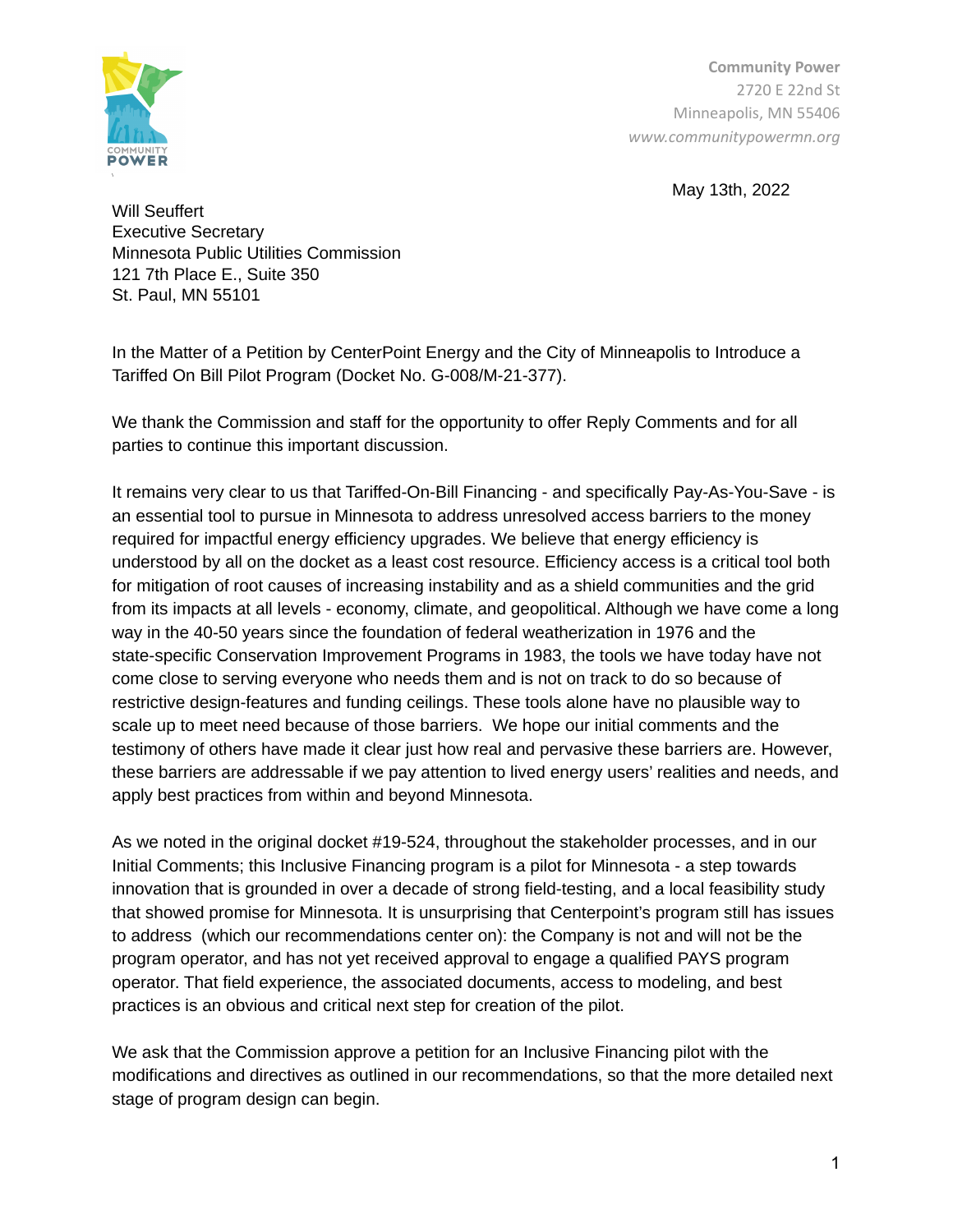Community Power
2720 E 22nd St
Minneapolis, MN 55406
www.communitypowermn.org

May 13th, 2022

Will Seuffert
Executive Secretary
Minnesota Public Utilities Commission
121 7th Place E., Suite 350
St. Paul, MN 55101

In the Matter of a Petition by CenterPoint Energy and the City of Minneapolis to Introduce a Tariffed On Bill Pilot Program (Docket No. G-008/M-21-377).

We thank the Commission and staff for the opportunity to offer Reply Comments and for all parties to continue this important discussion.

It remains very clear to us that Tariffed-On-Bill Financing - and specifically Pay-As-You-Save - is an essential tool to pursue in Minnesota to address unresolved access barriers to the money required for impactful energy efficiency upgrades. We believe that energy efficiency is understood by all on the docket as a least cost resource. Efficiency access is a critical tool both for mitigation of root causes of increasing instability and as a shield communities and the grid from its impacts at all levels - economy, climate, and geopolitical. Although we have come a long way in the 40-50 years since the foundation of federal weatherization in 1976 and the state-specific Conservation Improvement Programs in 1983, the tools we have today have not come close to serving everyone who needs them and is not on track to do so because of restrictive design-features and funding ceilings. These tools alone have no plausible way to scale up to meet need because of those barriers. We hope our initial comments and the testimony of others have made it clear just how real and pervasive these barriers are. However, these barriers are addressable if we pay attention to lived energy users' realities and needs, and apply best practices from within and beyond Minnesota.

As we noted in the original docket #19-524, throughout the stakeholder processes, and in our Initial Comments; this Inclusive Financing program is a pilot for Minnesota - a step towards innovation that is grounded in over a decade of strong field-testing, and a local feasibility study that showed promise for Minnesota. It is unsurprising that Centerpoint's program still has issues to address (which our recommendations center on): the Company is not and will not be the program operator, and has not yet received approval to engage a qualified PAYS program operator. That field experience, the associated documents, access to modeling, and best practices is an obvious and critical next step for creation of the pilot.

We ask that the Commission approve a petition for an Inclusive Financing pilot with the modifications and directives as outlined in our recommendations, so that the more detailed next stage of program design can begin.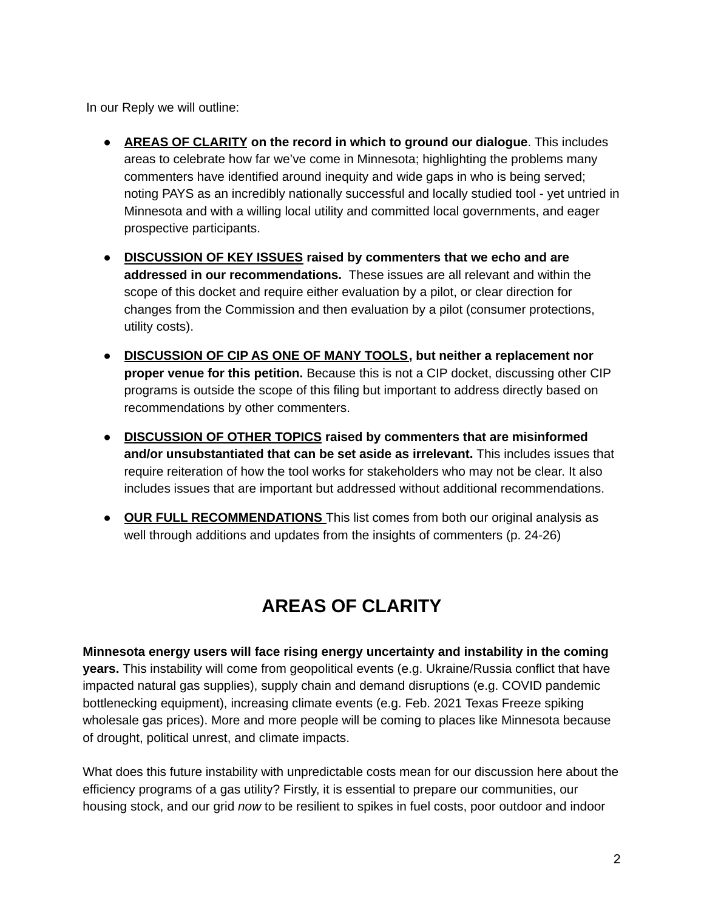In our Reply we will outline:

- **AREAS OF CLARITY on the record in which to ground our dialogue**. This includes areas to celebrate how far we've come in Minnesota; highlighting the problems many commenters have identified around inequity and wide gaps in who is being served; noting PAYS as an incredibly nationally successful and locally studied tool - yet untried in Minnesota and with a willing local utility and committed local governments, and eager prospective participants.
- **DISCUSSION OF KEY ISSUES raised by commenters that we echo and are addressed in our recommendations.** These issues are all relevant and within the scope of this docket and require either evaluation by a pilot, or clear direction for changes from the Commission and then evaluation by a pilot (consumer protections, utility costs).
- **DISCUSSION OF CIP AS ONE OF MANY TOOLS, but neither a replacement nor proper venue for this petition.** Because this is not a CIP docket, discussing other CIP programs is outside the scope of this filing but important to address directly based on recommendations by other commenters.
- **DISCUSSION OF OTHER TOPICS raised by commenters that are misinformed and/or unsubstantiated that can be set aside as irrelevant.** This includes issues that require reiteration of how the tool works for stakeholders who may not be clear. It also includes issues that are important but addressed without additional recommendations.
- **OUR FULL RECOMMENDATIONS** This list comes from both our original analysis as well through additions and updates from the insights of commenters (p. 24-26)

# AREAS OF CLARITY

**Minnesota energy users will face rising energy uncertainty and instability in the coming years.** This instability will come from geopolitical events (e.g. Ukraine/Russia conflict that have impacted natural gas supplies), supply chain and demand disruptions (e.g. COVID pandemic bottlenecking equipment), increasing climate events (e.g. Feb. 2021 Texas Freeze spiking wholesale gas prices). More and more people will be coming to places like Minnesota because of drought, political unrest, and climate impacts.

What does this future instability with unpredictable costs mean for our discussion here about the efficiency programs of a gas utility? Firstly, it is essential to prepare our communities, our housing stock, and our grid *now* to be resilient to spikes in fuel costs, poor outdoor and indoor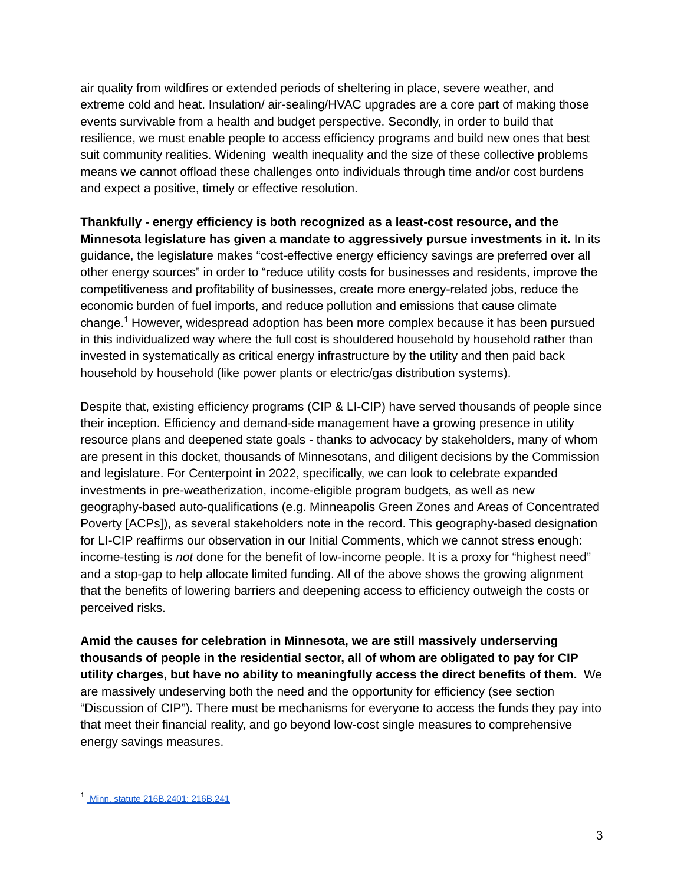air quality from wildfires or extended periods of sheltering in place, severe weather, and extreme cold and heat. Insulation/ air-sealing/HVAC upgrades are a core part of making those events survivable from a health and budget perspective. Secondly, in order to build that resilience, we must enable people to access efficiency programs and build new ones that best suit community realities. Widening  wealth inequality and the size of these collective problems means we cannot offload these challenges onto individuals through time and/or cost burdens and expect a positive, timely or effective resolution.

**Thankfully - energy efficiency is both recognized as a least-cost resource, and the Minnesota legislature has given a mandate to aggressively pursue investments in it.** In its guidance, the legislature makes "cost-effective energy efficiency savings are preferred over all other energy sources" in order to "reduce utility costs for businesses and residents, improve the competitiveness and profitability of businesses, create more energy-related jobs, reduce the economic burden of fuel imports, and reduce pollution and emissions that cause climate change.[1] However, widespread adoption has been more complex because it has been pursued in this individualized way where the full cost is shouldered household by household rather than invested in systematically as critical energy infrastructure by the utility and then paid back household by household (like power plants or electric/gas distribution systems).

Despite that, existing efficiency programs (CIP & LI-CIP) have served thousands of people since their inception. Efficiency and demand-side management have a growing presence in utility resource plans and deepened state goals - thanks to advocacy by stakeholders, many of whom are present in this docket, thousands of Minnesotans, and diligent decisions by the Commission and legislature. For Centerpoint in 2022, specifically, we can look to celebrate expanded investments in pre-weatherization, income-eligible program budgets, as well as new geography-based auto-qualifications (e.g. Minneapolis Green Zones and Areas of Concentrated Poverty [ACPs]), as several stakeholders note in the record. This geography-based designation for LI-CIP reaffirms our observation in our Initial Comments, which we cannot stress enough: income-testing is *not* done for the benefit of low-income people. It is a proxy for "highest need" and a stop-gap to help allocate limited funding. All of the above shows the growing alignment that the benefits of lowering barriers and deepening access to efficiency outweigh the costs or perceived risks.

**Amid the causes for celebration in Minnesota, we are still massively underserving thousands of people in the residential sector, all of whom are obligated to pay for CIP utility charges, but have no ability to meaningfully access the direct benefits of them.** We are massively undeserving both the need and the opportunity for efficiency (see section "Discussion of CIP"). There must be mechanisms for everyone to access the funds they pay into that meet their financial reality, and go beyond low-cost single measures to comprehensive energy savings measures.

---

[1] Minn. statute 216B.2401; 216B.241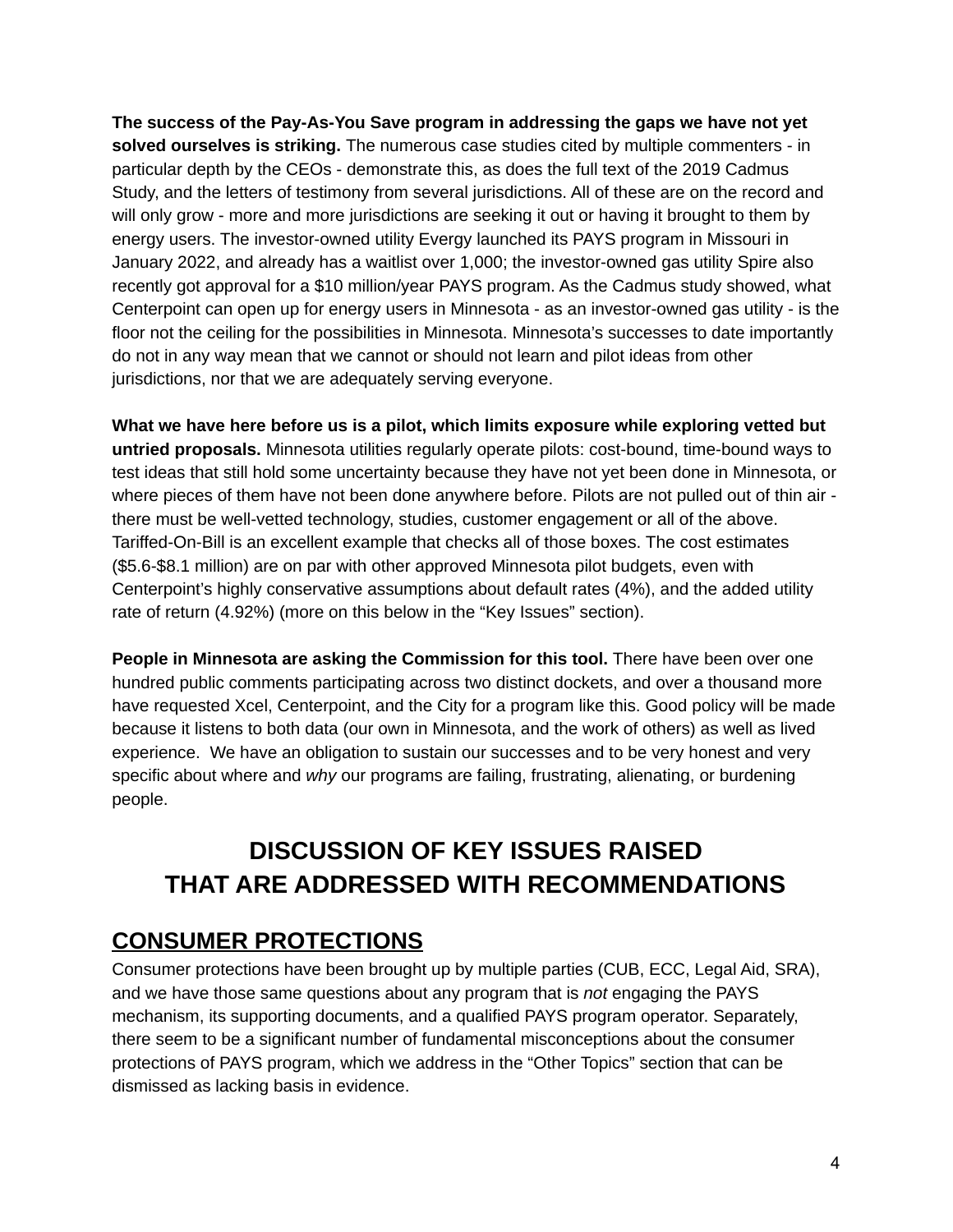**The success of the Pay-As-You Save program in addressing the gaps we have not yet solved ourselves is striking.** The numerous case studies cited by multiple commenters - in particular depth by the CEOs - demonstrate this, as does the full text of the 2019 Cadmus Study, and the letters of testimony from several jurisdictions. All of these are on the record and will only grow - more and more jurisdictions are seeking it out or having it brought to them by energy users. The investor-owned utility Evergy launched its PAYS program in Missouri in January 2022, and already has a waitlist over 1,000; the investor-owned gas utility Spire also recently got approval for a $10 million/year PAYS program. As the Cadmus study showed, what Centerpoint can open up for energy users in Minnesota - as an investor-owned gas utility - is the floor not the ceiling for the possibilities in Minnesota. Minnesota's successes to date importantly do not in any way mean that we cannot or should not learn and pilot ideas from other jurisdictions, nor that we are adequately serving everyone.

**What we have here before us is a pilot, which limits exposure while exploring vetted but untried proposals.** Minnesota utilities regularly operate pilots: cost-bound, time-bound ways to test ideas that still hold some uncertainty because they have not yet been done in Minnesota, or where pieces of them have not been done anywhere before. Pilots are not pulled out of thin air - there must be well-vetted technology, studies, customer engagement or all of the above. Tariffed-On-Bill is an excellent example that checks all of those boxes. The cost estimates ($5.6-$8.1 million) are on par with other approved Minnesota pilot budgets, even with Centerpoint's highly conservative assumptions about default rates (4%), and the added utility rate of return (4.92%) (more on this below in the "Key Issues" section).

**People in Minnesota are asking the Commission for this tool.** There have been over one hundred public comments participating across two distinct dockets, and over a thousand more have requested Xcel, Centerpoint, and the City for a program like this. Good policy will be made because it listens to both data (our own in Minnesota, and the work of others) as well as lived experience. We have an obligation to sustain our successes and to be very honest and very specific about where and *why* our programs are failing, frustrating, alienating, or burdening people.

# DISCUSSION OF KEY ISSUES RAISED THAT ARE ADDRESSED WITH RECOMMENDATIONS

## CONSUMER PROTECTIONS

Consumer protections have been brought up by multiple parties (CUB, ECC, Legal Aid, SRA), and we have those same questions about any program that is *not* engaging the PAYS mechanism, its supporting documents, and a qualified PAYS program operator. Separately, there seem to be a significant number of fundamental misconceptions about the consumer protections of PAYS program, which we address in the "Other Topics" section that can be dismissed as lacking basis in evidence.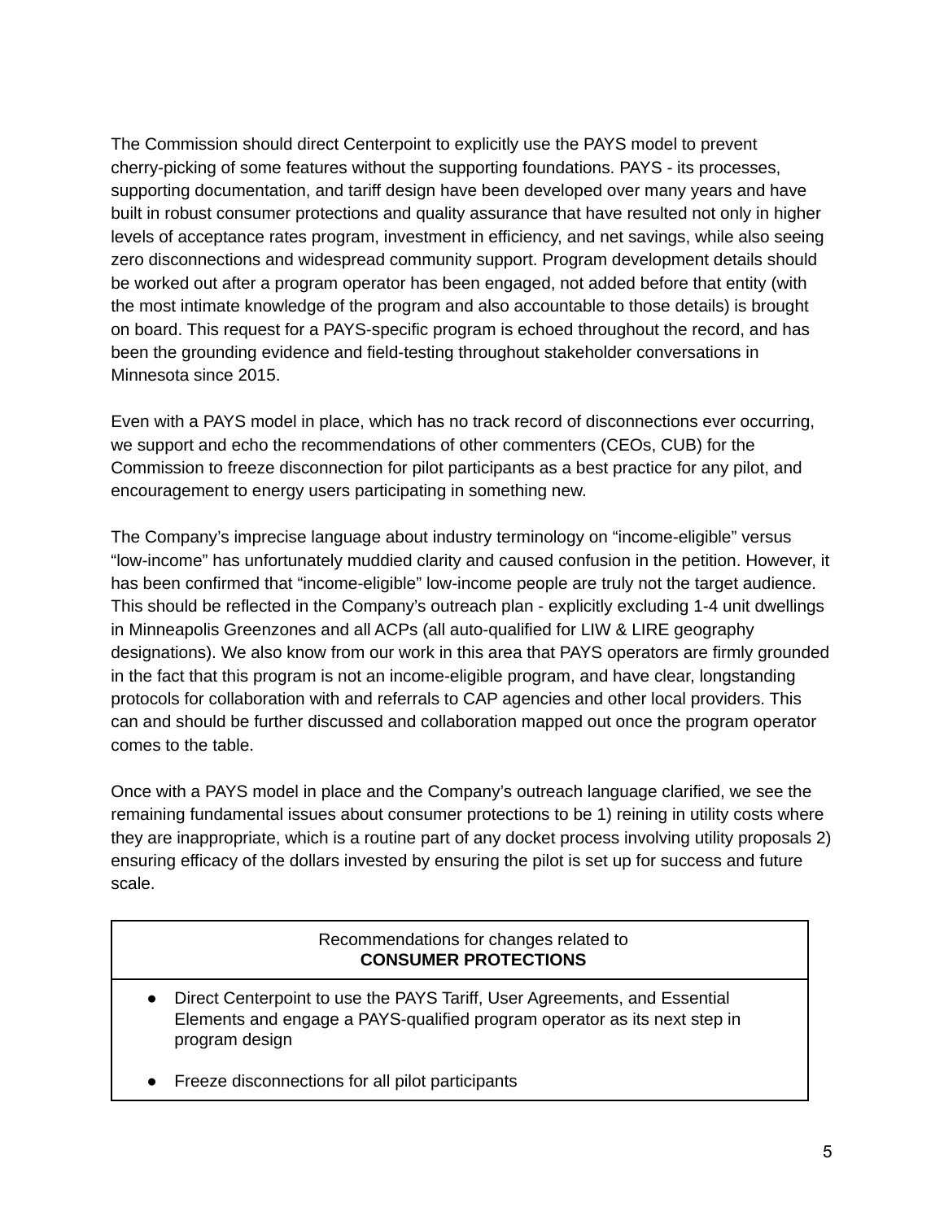The Commission should direct Centerpoint to explicitly use the PAYS model to prevent cherry-picking of some features without the supporting foundations. PAYS - its processes, supporting documentation, and tariff design have been developed over many years and have built in robust consumer protections and quality assurance that have resulted not only in higher levels of acceptance rates program, investment in efficiency, and net savings, while also seeing zero disconnections and widespread community support. Program development details should be worked out after a program operator has been engaged, not added before that entity (with the most intimate knowledge of the program and also accountable to those details) is brought on board. This request for a PAYS-specific program is echoed throughout the record, and has been the grounding evidence and field-testing throughout stakeholder conversations in Minnesota since 2015.

Even with a PAYS model in place, which has no track record of disconnections ever occurring, we support and echo the recommendations of other commenters (CEOs, CUB) for the Commission to freeze disconnection for pilot participants as a best practice for any pilot, and encouragement to energy users participating in something new.

The Company's imprecise language about industry terminology on "income-eligible" versus "low-income" has unfortunately muddied clarity and caused confusion in the petition. However, it has been confirmed that "income-eligible" low-income people are truly not the target audience. This should be reflected in the Company's outreach plan - explicitly excluding 1-4 unit dwellings in Minneapolis Greenzones and all ACPs (all auto-qualified for LIW & LIRE geography designations). We also know from our work in this area that PAYS operators are firmly grounded in the fact that this program is not an income-eligible program, and have clear, longstanding protocols for collaboration with and referrals to CAP agencies and other local providers. This can and should be further discussed and collaboration mapped out once the program operator comes to the table.

Once with a PAYS model in place and the Company's outreach language clarified, we see the remaining fundamental issues about consumer protections to be 1) reining in utility costs where they are inappropriate, which is a routine part of any docket process involving utility proposals 2) ensuring efficacy of the dollars invested by ensuring the pilot is set up for success and future scale.

| Recommendations for changes related to **CONSUMER PROTECTIONS** |
| --- |
| • Direct Centerpoint to use the PAYS Tariff, User Agreements, and Essential Elements and engage a PAYS-qualified program operator as its next step in program design<br><br>• Freeze disconnections for all pilot participants |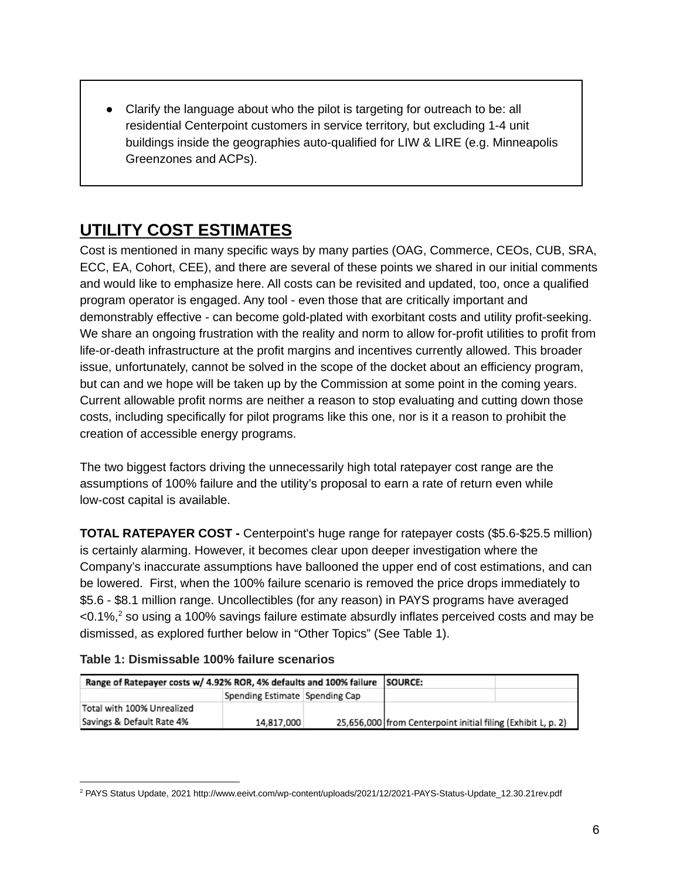- Clarify the language about who the pilot is targeting for outreach to be: all residential Centerpoint customers in service territory, but excluding 1-4 unit buildings inside the geographies auto-qualified for LIW & LIRE (e.g. Minneapolis Greenzones and ACPs).

## UTILITY COST ESTIMATES

Cost is mentioned in many specific ways by many parties (OAG, Commerce, CEOs, CUB, SRA, ECC, EA, Cohort, CEE), and there are several of these points we shared in our initial comments and would like to emphasize here. All costs can be revisited and updated, too, once a qualified program operator is engaged. Any tool - even those that are critically important and demonstrably effective - can become gold-plated with exorbitant costs and utility profit-seeking. We share an ongoing frustration with the reality and norm to allow for-profit utilities to profit from life-or-death infrastructure at the profit margins and incentives currently allowed. This broader issue, unfortunately, cannot be solved in the scope of the docket about an efficiency program, but can and we hope will be taken up by the Commission at some point in the coming years. Current allowable profit norms are neither a reason to stop evaluating and cutting down those costs, including specifically for pilot programs like this one, nor is it a reason to prohibit the creation of accessible energy programs.

The two biggest factors driving the unnecessarily high total ratepayer cost range are the assumptions of 100% failure and the utility's proposal to earn a rate of return even while low-cost capital is available.

**TOTAL RATEPAYER COST -** Centerpoint's huge range for ratepayer costs ($5.6-$25.5 million) is certainly alarming. However, it becomes clear upon deeper investigation where the Company's inaccurate assumptions have ballooned the upper end of cost estimations, and can be lowered. First, when the 100% failure scenario is removed the price drops immediately to $5.6 - $8.1 million range. Uncollectibles (for any reason) in PAYS programs have averaged <0.1%,[2] so using a 100% savings failure estimate absurdly inflates perceived costs and may be dismissed, as explored further below in "Other Topics" (See Table 1).

**Table 1: Dismissable 100% failure scenarios**

| Range of Ratepayer costs w/ 4.92% ROR, 4% defaults and 100% failure | | | SOURCE: | |
|---|---|---|---|---|
| | Spending Estimate | Spending Cap | | |
| Total with 100% Unrealized Savings & Default Rate 4% | 14,817,000 | 25,656,000 | from Centerpoint initial filing (Exhibit L, p. 2) | |

[2] PAYS Status Update, 2021 http://www.eeivt.com/wp-content/uploads/2021/12/2021-PAYS-Status-Update_12.30.21rev.pdf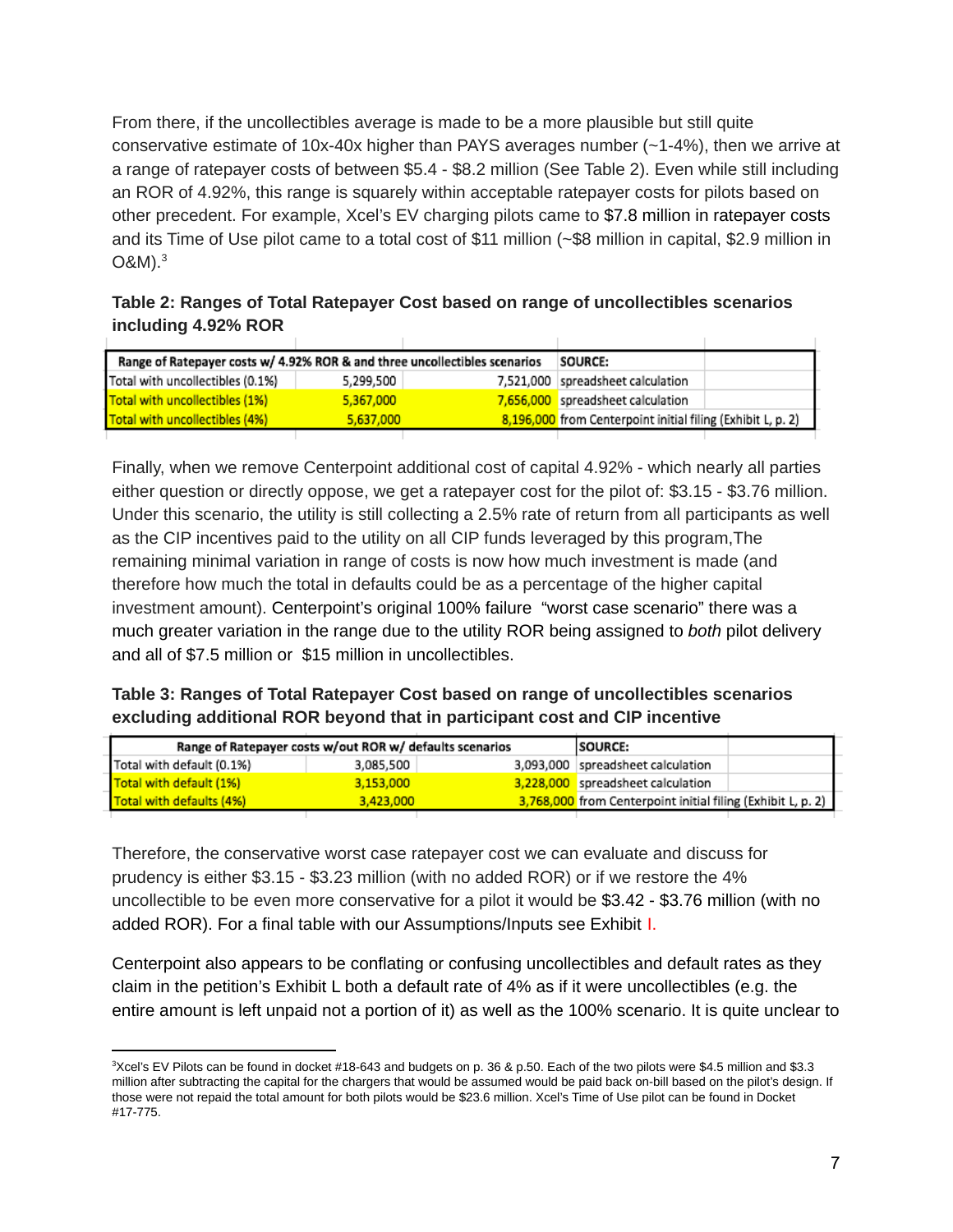From there, if the uncollectibles average is made to be a more plausible but still quite conservative estimate of 10x-40x higher than PAYS averages number (~1-4%), then we arrive at a range of ratepayer costs of between $5.4 - $8.2 million (See Table 2). Even while still including an ROR of 4.92%, this range is squarely within acceptable ratepayer costs for pilots based on other precedent. For example, Xcel's EV charging pilots came to $7.8 million in ratepayer costs and its Time of Use pilot came to a total cost of $11 million (~$8 million in capital, $2.9 million in O&M).[3]

**Table 2: Ranges of Total Ratepayer Cost based on range of uncollectibles scenarios including 4.92% ROR**

| Range of Ratepayer costs w/ 4.92% ROR & and three uncollectibles scenarios | | | SOURCE: |
|---|---|---|---|
| Total with uncollectibles (0.1%) | 5,299,500 | 7,521,000 | spreadsheet calculation |
| Total with uncollectibles (1%) | 5,367,000 | 7,656,000 | spreadsheet calculation |
| Total with uncollectibles (4%) | 5,637,000 | 8,196,000 | from Centerpoint initial filing (Exhibit L, p. 2) |

Finally, when we remove Centerpoint additional cost of capital 4.92% - which nearly all parties either question or directly oppose, we get a ratepayer cost for the pilot of: $3.15 - $3.76 million. Under this scenario, the utility is still collecting a 2.5% rate of return from all participants as well as the CIP incentives paid to the utility on all CIP funds leveraged by this program,The remaining minimal variation in range of costs is now how much investment is made (and therefore how much the total in defaults could be as a percentage of the higher capital investment amount). Centerpoint's original 100% failure "worst case scenario" there was a much greater variation in the range due to the utility ROR being assigned to *both* pilot delivery and all of $7.5 million or $15 million in uncollectibles.

**Table 3: Ranges of Total Ratepayer Cost based on range of uncollectibles scenarios excluding additional ROR beyond that in participant cost and CIP incentive**

| Range of Ratepayer costs w/out ROR w/ defaults scenarios | | | SOURCE: |
|---|---|---|---|
| Total with default (0.1%) | 3,085,500 | 3,093,000 | spreadsheet calculation |
| Total with default (1%) | 3,153,000 | 3,228,000 | spreadsheet calculation |
| Total with defaults (4%) | 3,423,000 | 3,768,000 | from Centerpoint initial filing (Exhibit L, p. 2) |

Therefore, the conservative worst case ratepayer cost we can evaluate and discuss for prudency is either $3.15 - $3.23 million (with no added ROR) or if we restore the 4% uncollectible to be even more conservative for a pilot it would be $3.42 - $3.76 million (with no added ROR). For a final table with our Assumptions/Inputs see Exhibit I.

Centerpoint also appears to be conflating or confusing uncollectibles and default rates as they claim in the petition's Exhibit L both a default rate of 4% as if it were uncollectibles (e.g. the entire amount is left unpaid not a portion of it) as well as the 100% scenario. It is quite unclear to

---

[3] Xcel's EV Pilots can be found in docket #18-643 and budgets on p. 36 & p.50. Each of the two pilots were $4.5 million and $3.3 million after subtracting the capital for the chargers that would be assumed would be paid back on-bill based on the pilot's design. If those were not repaid the total amount for both pilots would be $23.6 million. Xcel's Time of Use pilot can be found in Docket #17-775.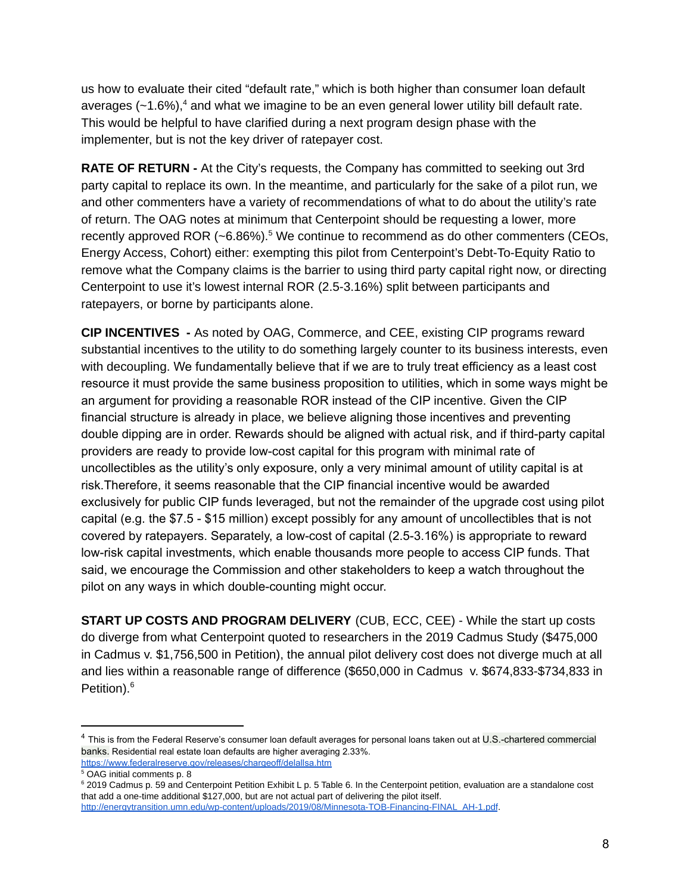us how to evaluate their cited "default rate," which is both higher than consumer loan default averages (~1.6%),[4] and what we imagine to be an even general lower utility bill default rate. This would be helpful to have clarified during a next program design phase with the implementer, but is not the key driver of ratepayer cost.

**RATE OF RETURN -** At the City's requests, the Company has committed to seeking out 3rd party capital to replace its own. In the meantime, and particularly for the sake of a pilot run, we and other commenters have a variety of recommendations of what to do about the utility's rate of return. The OAG notes at minimum that Centerpoint should be requesting a lower, more recently approved ROR (~6.86%).[5] We continue to recommend as do other commenters (CEOs, Energy Access, Cohort) either: exempting this pilot from Centerpoint's Debt-To-Equity Ratio to remove what the Company claims is the barrier to using third party capital right now, or directing Centerpoint to use it's lowest internal ROR (2.5-3.16%) split between participants and ratepayers, or borne by participants alone.

**CIP INCENTIVES -** As noted by OAG, Commerce, and CEE, existing CIP programs reward substantial incentives to the utility to do something largely counter to its business interests, even with decoupling. We fundamentally believe that if we are to truly treat efficiency as a least cost resource it must provide the same business proposition to utilities, which in some ways might be an argument for providing a reasonable ROR instead of the CIP incentive. Given the CIP financial structure is already in place, we believe aligning those incentives and preventing double dipping are in order. Rewards should be aligned with actual risk, and if third-party capital providers are ready to provide low-cost capital for this program with minimal rate of uncollectibles as the utility's only exposure, only a very minimal amount of utility capital is at risk.Therefore, it seems reasonable that the CIP financial incentive would be awarded exclusively for public CIP funds leveraged, but not the remainder of the upgrade cost using pilot capital (e.g. the $7.5 - $15 million) except possibly for any amount of uncollectibles that is not covered by ratepayers. Separately, a low-cost of capital (2.5-3.16%) is appropriate to reward low-risk capital investments, which enable thousands more people to access CIP funds. That said, we encourage the Commission and other stakeholders to keep a watch throughout the pilot on any ways in which double-counting might occur.

**START UP COSTS AND PROGRAM DELIVERY** (CUB, ECC, CEE) - While the start up costs do diverge from what Centerpoint quoted to researchers in the 2019 Cadmus Study ($475,000 in Cadmus v. $1,756,500 in Petition), the annual pilot delivery cost does not diverge much at all and lies within a reasonable range of difference ($650,000 in Cadmus v. $674,833-$734,833 in Petition).[6]

---

[4] This is from the Federal Reserve's consumer loan default averages for personal loans taken out at U.S.-chartered commercial banks. Residential real estate loan defaults are higher averaging 2.33%. https://www.federalreserve.gov/releases/chargeoff/delallsa.htm

[5] OAG initial comments p. 8

[6] 2019 Cadmus p. 59 and Centerpoint Petition Exhibit L p. 5 Table 6. In the Centerpoint petition, evaluation are a standalone cost that add a one-time additional $127,000, but are not actual part of delivering the pilot itself. http://energytransition.umn.edu/wp-content/uploads/2019/08/Minnesota-TOB-Financing-FINAL_AH-1.pdf.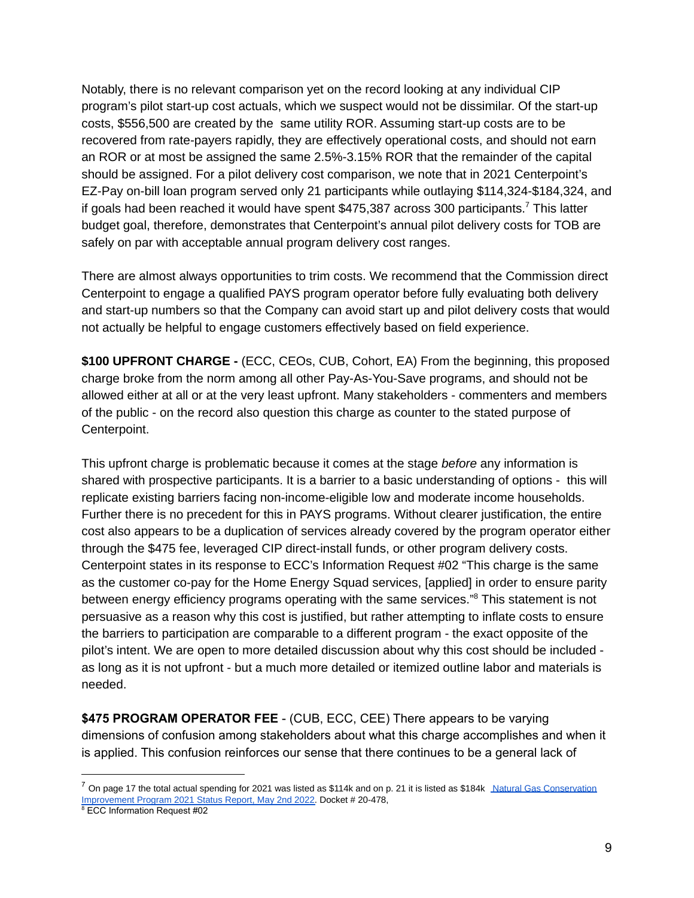Notably, there is no relevant comparison yet on the record looking at any individual CIP program's pilot start-up cost actuals, which we suspect would not be dissimilar. Of the start-up costs, $556,500 are created by the same utility ROR. Assuming start-up costs are to be recovered from rate-payers rapidly, they are effectively operational costs, and should not earn an ROR or at most be assigned the same 2.5%-3.15% ROR that the remainder of the capital should be assigned. For a pilot delivery cost comparison, we note that in 2021 Centerpoint's EZ-Pay on-bill loan program served only 21 participants while outlaying $114,324-$184,324, and if goals had been reached it would have spent $475,387 across 300 participants.[7] This latter budget goal, therefore, demonstrates that Centerpoint's annual pilot delivery costs for TOB are safely on par with acceptable annual program delivery cost ranges.

There are almost always opportunities to trim costs. We recommend that the Commission direct Centerpoint to engage a qualified PAYS program operator before fully evaluating both delivery and start-up numbers so that the Company can avoid start up and pilot delivery costs that would not actually be helpful to engage customers effectively based on field experience.

**$100 UPFRONT CHARGE -** (ECC, CEOs, CUB, Cohort, EA) From the beginning, this proposed charge broke from the norm among all other Pay-As-You-Save programs, and should not be allowed either at all or at the very least upfront. Many stakeholders - commenters and members of the public - on the record also question this charge as counter to the stated purpose of Centerpoint.

This upfront charge is problematic because it comes at the stage *before* any information is shared with prospective participants. It is a barrier to a basic understanding of options - this will replicate existing barriers facing non-income-eligible low and moderate income households. Further there is no precedent for this in PAYS programs. Without clearer justification, the entire cost also appears to be a duplication of services already covered by the program operator either through the $475 fee, leveraged CIP direct-install funds, or other program delivery costs. Centerpoint states in its response to ECC's Information Request #02 "This charge is the same as the customer co-pay for the Home Energy Squad services, [applied] in order to ensure parity between energy efficiency programs operating with the same services."[8] This statement is not persuasive as a reason why this cost is justified, but rather attempting to inflate costs to ensure the barriers to participation are comparable to a different program - the exact opposite of the pilot's intent. We are open to more detailed discussion about why this cost should be included - as long as it is not upfront - but a much more detailed or itemized outline labor and materials is needed.

**$475 PROGRAM OPERATOR FEE** - (CUB, ECC, CEE) There appears to be varying dimensions of confusion among stakeholders about what this charge accomplishes and when it is applied. This confusion reinforces our sense that there continues to be a general lack of

---

[7] On page 17 the total actual spending for 2021 was listed as $114k and on p. 21 it is listed as $184k [Natural Gas Conservation Improvement Program 2021 Status Report, May 2nd 2022](). Docket # 20-478,

[8] ECC Information Request #02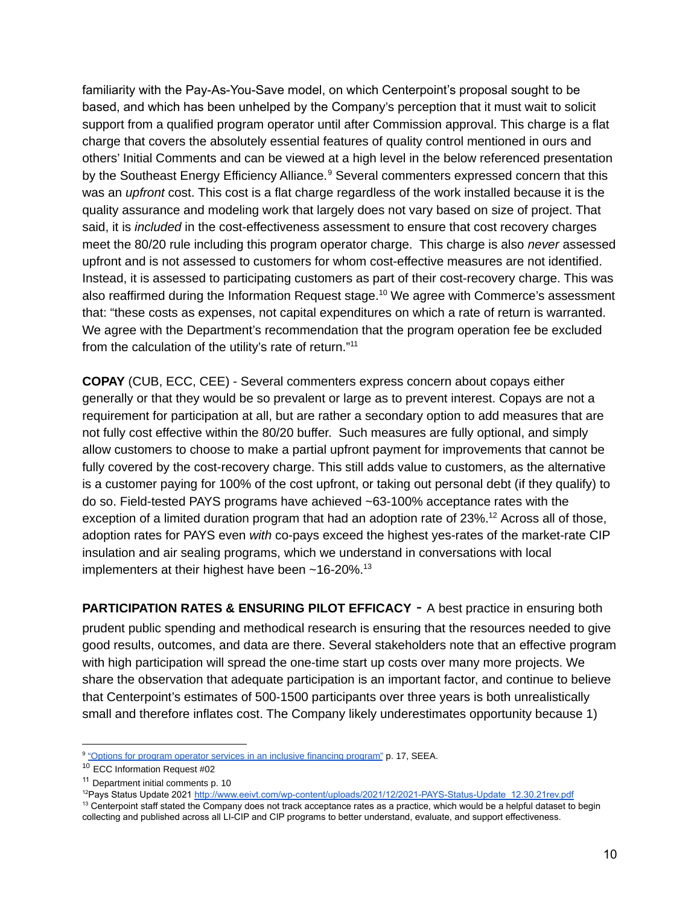familiarity with the Pay-As-You-Save model, on which Centerpoint's proposal sought to be based, and which has been unhelped by the Company's perception that it must wait to solicit support from a qualified program operator until after Commission approval. This charge is a flat charge that covers the absolutely essential features of quality control mentioned in ours and others' Initial Comments and can be viewed at a high level in the below referenced presentation by the Southeast Energy Efficiency Alliance.[9] Several commenters expressed concern that this was an *upfront* cost. This cost is a flat charge regardless of the work installed because it is the quality assurance and modeling work that largely does not vary based on size of project. That said, it is *included* in the cost-effectiveness assessment to ensure that cost recovery charges meet the 80/20 rule including this program operator charge. This charge is also *never* assessed upfront and is not assessed to customers for whom cost-effective measures are not identified. Instead, it is assessed to participating customers as part of their cost-recovery charge. This was also reaffirmed during the Information Request stage.[10] We agree with Commerce's assessment that: "these costs as expenses, not capital expenditures on which a rate of return is warranted. We agree with the Department's recommendation that the program operation fee be excluded from the calculation of the utility's rate of return."[11]

**COPAY** (CUB, ECC, CEE) - Several commenters express concern about copays either generally or that they would be so prevalent or large as to prevent interest. Copays are not a requirement for participation at all, but are rather a secondary option to add measures that are not fully cost effective within the 80/20 buffer. Such measures are fully optional, and simply allow customers to choose to make a partial upfront payment for improvements that cannot be fully covered by the cost-recovery charge. This still adds value to customers, as the alternative is a customer paying for 100% of the cost upfront, or taking out personal debt (if they qualify) to do so. Field-tested PAYS programs have achieved ~63-100% acceptance rates with the exception of a limited duration program that had an adoption rate of 23%.[12] Across all of those, adoption rates for PAYS even *with* co-pays exceed the highest yes-rates of the market-rate CIP insulation and air sealing programs, which we understand in conversations with local implementers at their highest have been ~16-20%.[13]

**PARTICIPATION RATES & ENSURING PILOT EFFICACY** - A best practice in ensuring both prudent public spending and methodical research is ensuring that the resources needed to give good results, outcomes, and data are there. Several stakeholders note that an effective program with high participation will spread the one-time start up costs over many more projects. We share the observation that adequate participation is an important factor, and continue to believe that Centerpoint's estimates of 500-1500 participants over three years is both unrealistically small and therefore inflates cost. The Company likely underestimates opportunity because 1)

---

[9] ["Options for program operator services in an inclusive financing program"](#) p. 17, SEEA.

[10] ECC Information Request #02

[11] Department initial comments p. 10

[12] Pays Status Update 2021 http://www.eeivt.com/wp-content/uploads/2021/12/2021-PAYS-Status-Update_12.30.21rev.pdf

[13] Centerpoint staff stated the Company does not track acceptance rates as a practice, which would be a helpful dataset to begin collecting and published across all LI-CIP and CIP programs to better understand, evaluate, and support effectiveness.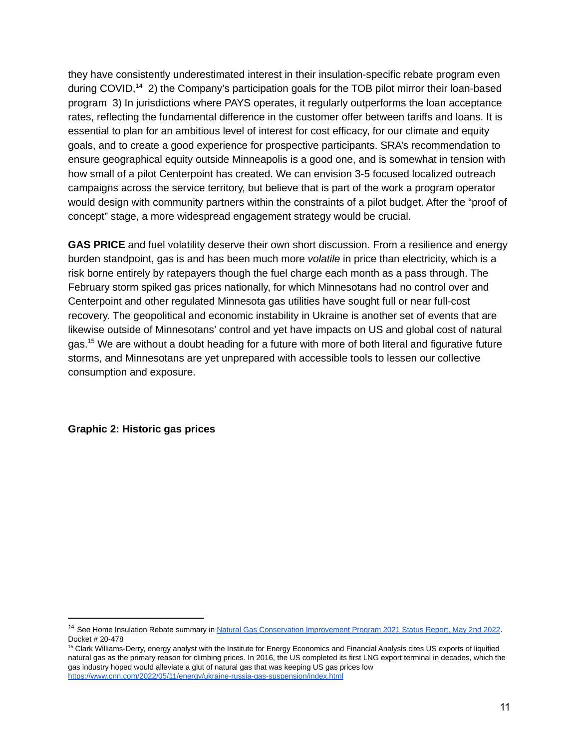they have consistently underestimated interest in their insulation-specific rebate program even during COVID,[14] 2) the Company's participation goals for the TOB pilot mirror their loan-based program 3) In jurisdictions where PAYS operates, it regularly outperforms the loan acceptance rates, reflecting the fundamental difference in the customer offer between tariffs and loans. It is essential to plan for an ambitious level of interest for cost efficacy, for our climate and equity goals, and to create a good experience for prospective participants. SRA's recommendation to ensure geographical equity outside Minneapolis is a good one, and is somewhat in tension with how small of a pilot Centerpoint has created. We can envision 3-5 focused localized outreach campaigns across the service territory, but believe that is part of the work a program operator would design with community partners within the constraints of a pilot budget. After the "proof of concept" stage, a more widespread engagement strategy would be crucial.

**GAS PRICE** and fuel volatility deserve their own short discussion. From a resilience and energy burden standpoint, gas is and has been much more *volatile* in price than electricity, which is a risk borne entirely by ratepayers though the fuel charge each month as a pass through. The February storm spiked gas prices nationally, for which Minnesotans had no control over and Centerpoint and other regulated Minnesota gas utilities have sought full or near full-cost recovery. The geopolitical and economic instability in Ukraine is another set of events that are likewise outside of Minnesotans' control and yet have impacts on US and global cost of natural gas.[15] We are without a doubt heading for a future with more of both literal and figurative future storms, and Minnesotans are yet unprepared with accessible tools to lessen our collective consumption and exposure.

**Graphic 2: Historic gas prices**

---

[14] See Home Insulation Rebate summary in [Natural Gas Conservation Improvement Program 2021 Status Report, May 2nd 2022](). Docket # 20-478

[15] Clark Williams-Derry, energy analyst with the Institute for Energy Economics and Financial Analysis cites US exports of liquified natural gas as the primary reason for climbing prices. In 2016, the US completed its first LNG export terminal in decades, which the gas industry hoped would alleviate a glut of natural gas that was keeping US gas prices low https://www.cnn.com/2022/05/11/energy/ukraine-russia-gas-suspension/index.html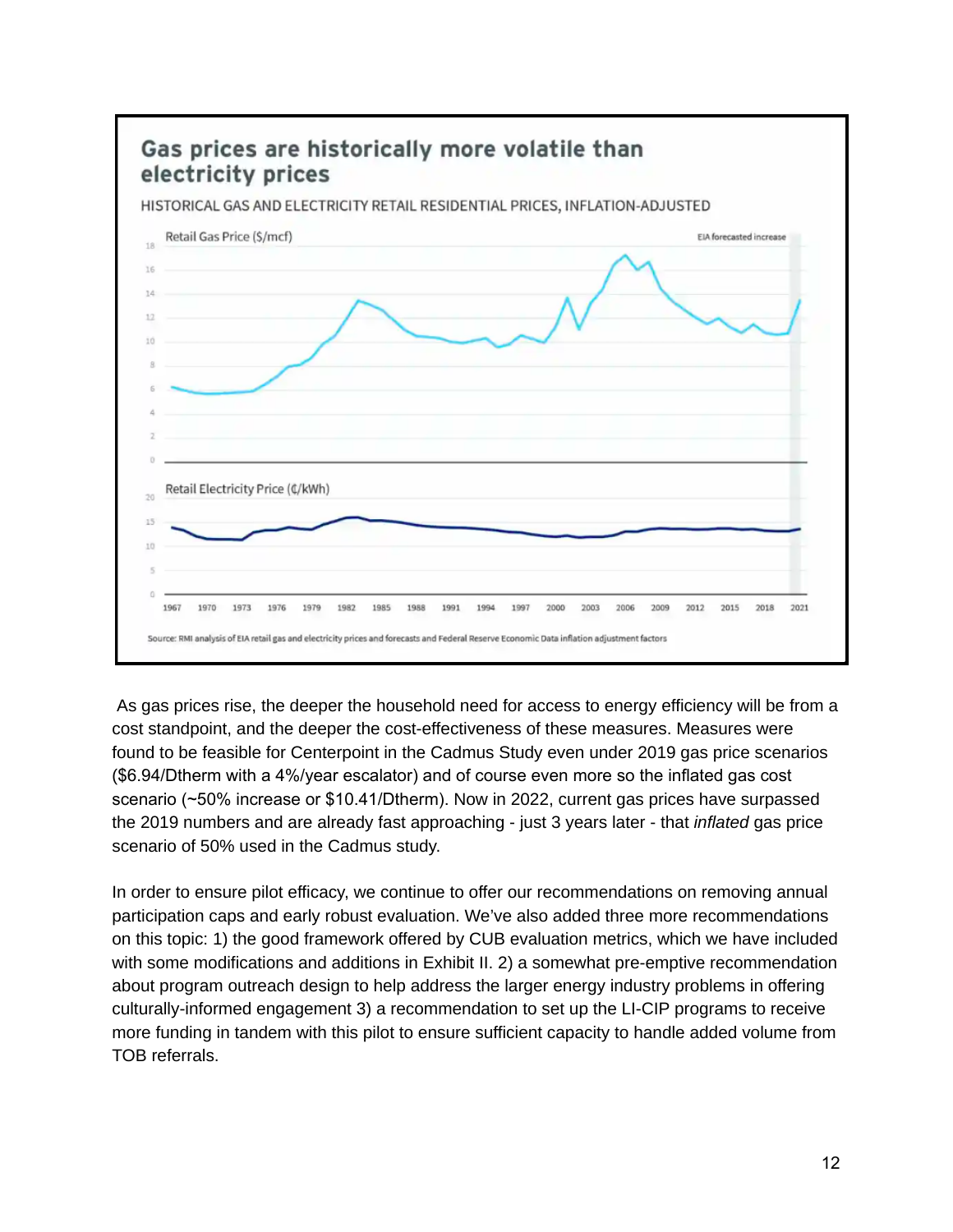**Gas prices are historically more volatile than electricity prices**

HISTORICAL GAS AND ELECTRICITY RETAIL RESIDENTIAL PRICES, INFLATION-ADJUSTED

Source: RMI analysis of EIA retail gas and electricity prices and forecasts and Federal Reserve Economic Data inflation adjustment factors

As gas prices rise, the deeper the household need for access to energy efficiency will be from a cost standpoint, and the deeper the cost-effectiveness of these measures. Measures were found to be feasible for Centerpoint in the Cadmus Study even under 2019 gas price scenarios ($6.94/Dtherm with a 4%/year escalator) and of course even more so the inflated gas cost scenario (~50% increase or $10.41/Dtherm). Now in 2022, current gas prices have surpassed the 2019 numbers and are already fast approaching - just 3 years later - that *inflated* gas price scenario of 50% used in the Cadmus study.

In order to ensure pilot efficacy, we continue to offer our recommendations on removing annual participation caps and early robust evaluation. We've also added three more recommendations on this topic: 1) the good framework offered by CUB evaluation metrics, which we have included with some modifications and additions in Exhibit II. 2) a somewhat pre-emptive recommendation about program outreach design to help address the larger energy industry problems in offering culturally-informed engagement 3) a recommendation to set up the LI-CIP programs to receive more funding in tandem with this pilot to ensure sufficient capacity to handle added volume from TOB referrals.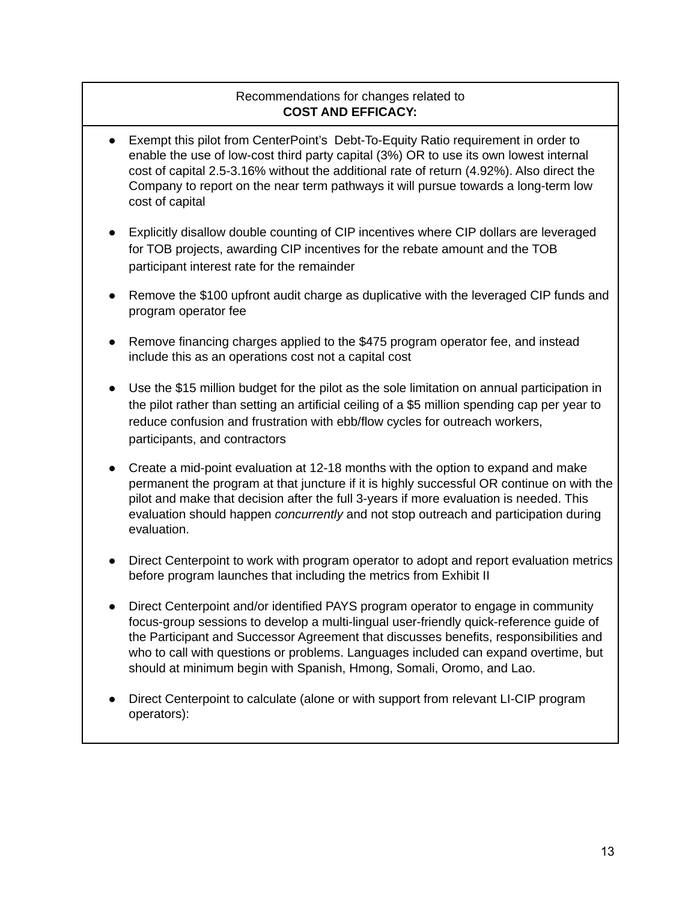Recommendations for changes related to
**COST AND EFFICACY:**

- Exempt this pilot from CenterPoint's Debt-To-Equity Ratio requirement in order to enable the use of low-cost third party capital (3%) OR to use its own lowest internal cost of capital 2.5-3.16% without the additional rate of return (4.92%). Also direct the Company to report on the near term pathways it will pursue towards a long-term low cost of capital

- Explicitly disallow double counting of CIP incentives where CIP dollars are leveraged for TOB projects, awarding CIP incentives for the rebate amount and the TOB participant interest rate for the remainder

- Remove the $100 upfront audit charge as duplicative with the leveraged CIP funds and program operator fee

- Remove financing charges applied to the $475 program operator fee, and instead include this as an operations cost not a capital cost

- Use the $15 million budget for the pilot as the sole limitation on annual participation in the pilot rather than setting an artificial ceiling of a $5 million spending cap per year to reduce confusion and frustration with ebb/flow cycles for outreach workers, participants, and contractors

- Create a mid-point evaluation at 12-18 months with the option to expand and make permanent the program at that juncture if it is highly successful OR continue on with the pilot and make that decision after the full 3-years if more evaluation is needed. This evaluation should happen *concurrently* and not stop outreach and participation during evaluation.

- Direct Centerpoint to work with program operator to adopt and report evaluation metrics before program launches that including the metrics from Exhibit II

- Direct Centerpoint and/or identified PAYS program operator to engage in community focus-group sessions to develop a multi-lingual user-friendly quick-reference guide of the Participant and Successor Agreement that discusses benefits, responsibilities and who to call with questions or problems. Languages included can expand overtime, but should at minimum begin with Spanish, Hmong, Somali, Oromo, and Lao.

- Direct Centerpoint to calculate (alone or with support from relevant LI-CIP program operators):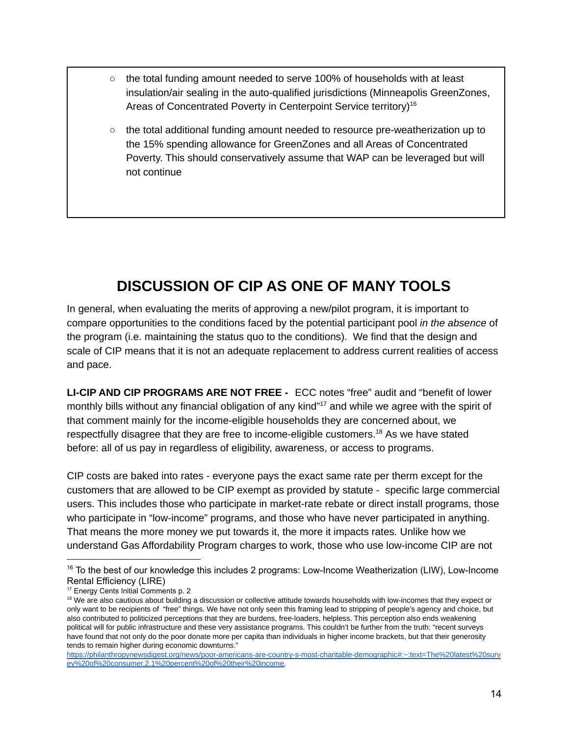- the total funding amount needed to serve 100% of households with at least insulation/air sealing in the auto-qualified jurisdictions (Minneapolis GreenZones, Areas of Concentrated Poverty in Centerpoint Service territory)[16]
- the total additional funding amount needed to resource pre-weatherization up to the 15% spending allowance for GreenZones and all Areas of Concentrated Poverty. This should conservatively assume that WAP can be leveraged but will not continue

## DISCUSSION OF CIP AS ONE OF MANY TOOLS

In general, when evaluating the merits of approving a new/pilot program, it is important to compare opportunities to the conditions faced by the potential participant pool *in the absence* of the program (i.e. maintaining the status quo to the conditions). We find that the design and scale of CIP means that it is not an adequate replacement to address current realities of access and pace.

**LI-CIP AND CIP PROGRAMS ARE NOT FREE -** ECC notes "free" audit and "benefit of lower monthly bills without any financial obligation of any kind"[17] and while we agree with the spirit of that comment mainly for the income-eligible households they are concerned about, we respectfully disagree that they are free to income-eligible customers.[18] As we have stated before: all of us pay in regardless of eligibility, awareness, or access to programs.

CIP costs are baked into rates - everyone pays the exact same rate per therm except for the customers that are allowed to be CIP exempt as provided by statute - specific large commercial users. This includes those who participate in market-rate rebate or direct install programs, those who participate in "low-income" programs, and those who have never participated in anything. That means the more money we put towards it, the more it impacts rates. Unlike how we understand Gas Affordability Program charges to work, those who use low-income CIP are not

---

[16] To the best of our knowledge this includes 2 programs: Low-Income Weatherization (LIW), Low-Income Rental Efficiency (LIRE)

[17] Energy Cents Initial Comments p. 2

[18] We are also cautious about building a discussion or collective attitude towards households with low-incomes that they expect or only want to be recipients of "free" things. We have not only seen this framing lead to stripping of people's agency and choice, but also contributed to politicized perceptions that they are burdens, free-loaders, helpless. This perception also ends weakening political will for public infrastructure and these very assistance programs. This couldn't be further from the truth: "recent surveys have found that not only do the poor donate more per capita than individuals in higher income brackets, but that their generosity tends to remain higher during economic downturns." https://philanthropynewsdigest.org/news/poor-americans-are-country-s-most-charitable-demographic#:~:text=The%20latest%20survey%20of%20consumer,2.1%20percent%20of%20their%20income.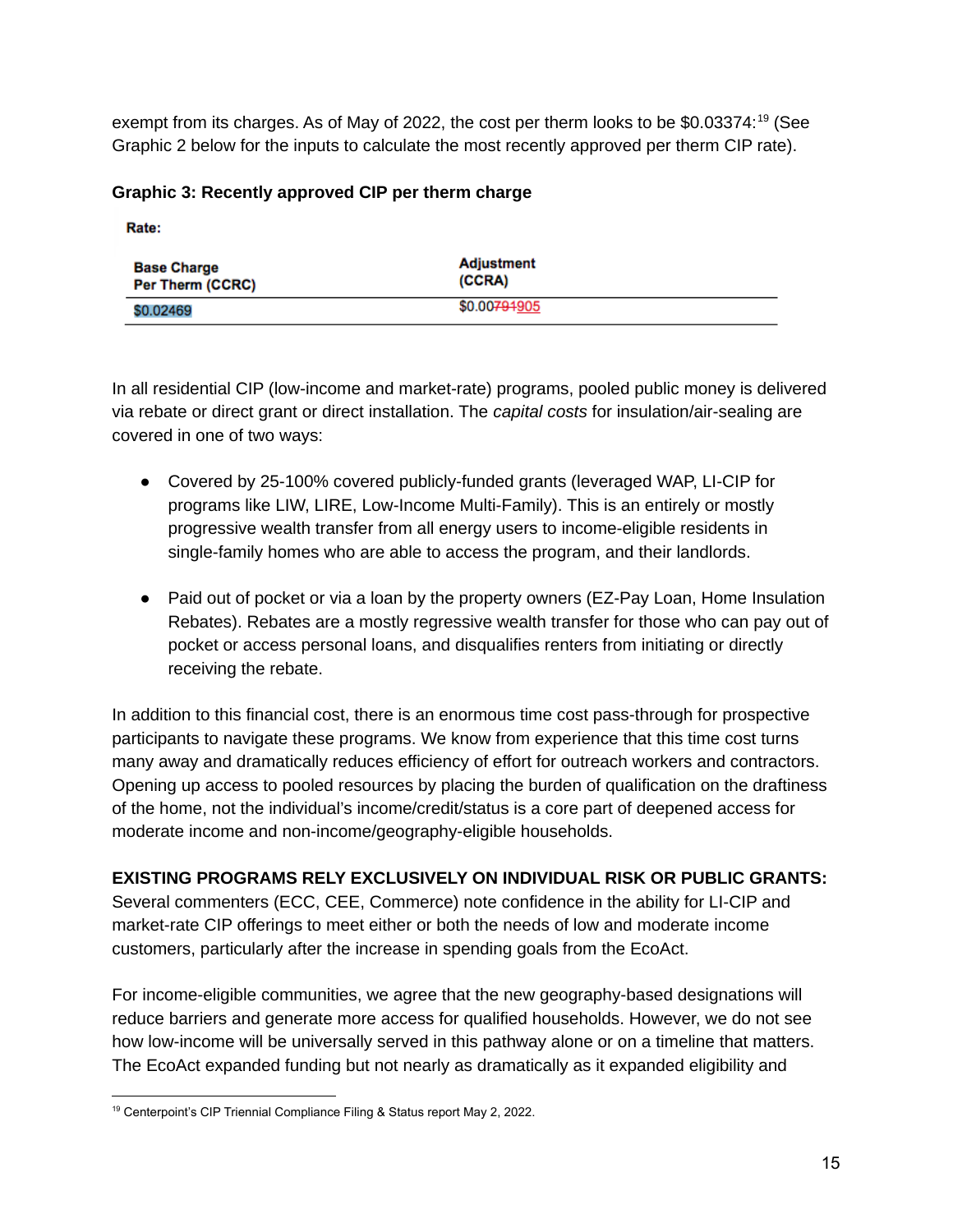exempt from its charges. As of May of 2022, the cost per therm looks to be $0.03374:[19] (See Graphic 2 below for the inputs to calculate the most recently approved per therm CIP rate).

**Graphic 3: Recently approved CIP per therm charge**

**Rate:**

| Base Charge Per Therm (CCRC) | Adjustment (CCRA) |
|---|---|
| $0.02469 | $0.00~~791~~905 |

In all residential CIP (low-income and market-rate) programs, pooled public money is delivered via rebate or direct grant or direct installation. The *capital costs* for insulation/air-sealing are covered in one of two ways:

- Covered by 25-100% covered publicly-funded grants (leveraged WAP, LI-CIP for programs like LIW, LIRE, Low-Income Multi-Family). This is an entirely or mostly progressive wealth transfer from all energy users to income-eligible residents in single-family homes who are able to access the program, and their landlords.

- Paid out of pocket or via a loan by the property owners (EZ-Pay Loan, Home Insulation Rebates). Rebates are a mostly regressive wealth transfer for those who can pay out of pocket or access personal loans, and disqualifies renters from initiating or directly receiving the rebate.

In addition to this financial cost, there is an enormous time cost pass-through for prospective participants to navigate these programs. We know from experience that this time cost turns many away and dramatically reduces efficiency of effort for outreach workers and contractors. Opening up access to pooled resources by placing the burden of qualification on the draftiness of the home, not the individual's income/credit/status is a core part of deepened access for moderate income and non-income/geography-eligible households.

**EXISTING PROGRAMS RELY EXCLUSIVELY ON INDIVIDUAL RISK OR PUBLIC GRANTS:**
Several commenters (ECC, CEE, Commerce) note confidence in the ability for LI-CIP and market-rate CIP offerings to meet either or both the needs of low and moderate income customers, particularly after the increase in spending goals from the EcoAct.

For income-eligible communities, we agree that the new geography-based designations will reduce barriers and generate more access for qualified households. However, we do not see how low-income will be universally served in this pathway alone or on a timeline that matters. The EcoAct expanded funding but not nearly as dramatically as it expanded eligibility and

[19] Centerpoint's CIP Triennial Compliance Filing & Status report May 2, 2022.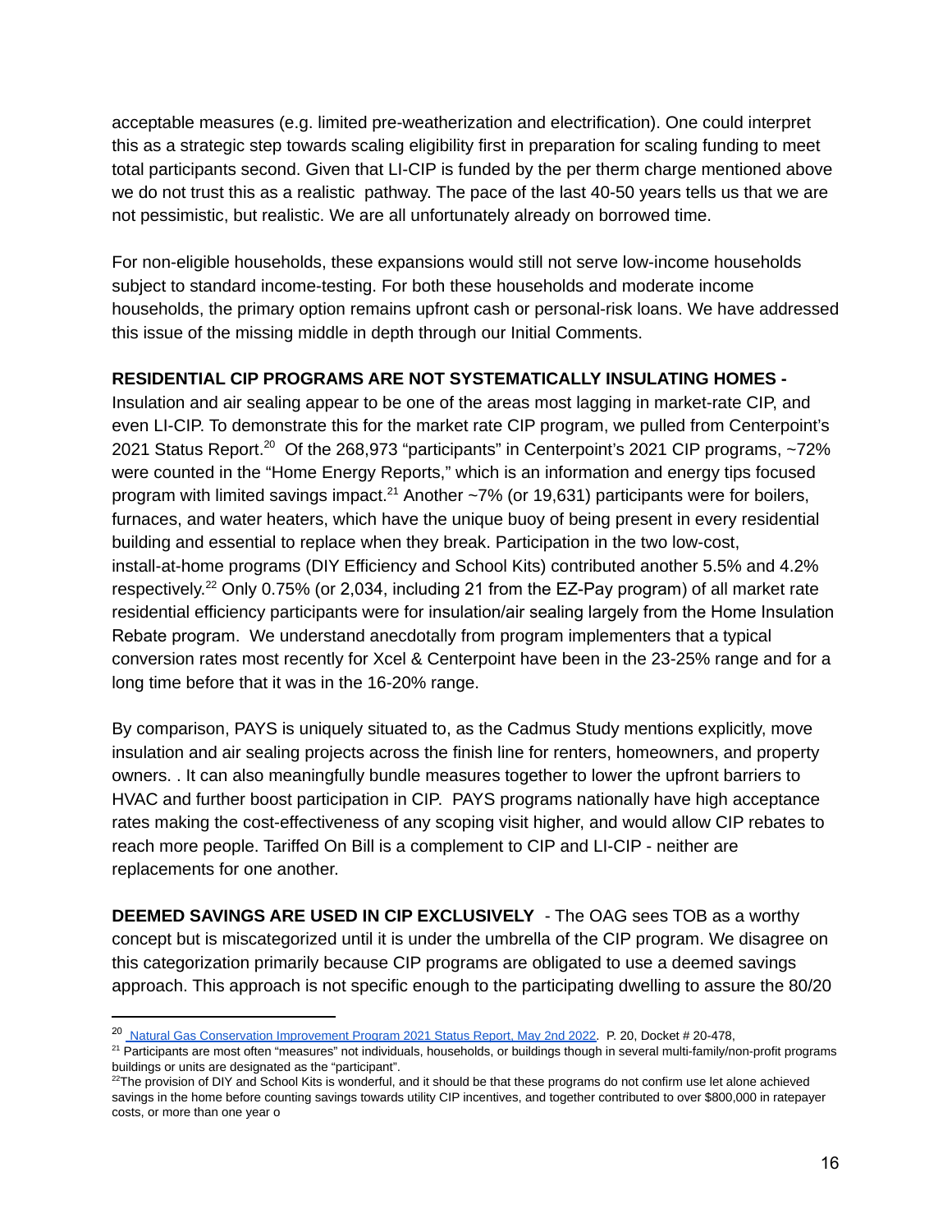acceptable measures (e.g. limited pre-weatherization and electrification). One could interpret this as a strategic step towards scaling eligibility first in preparation for scaling funding to meet total participants second. Given that LI-CIP is funded by the per therm charge mentioned above we do not trust this as a realistic pathway. The pace of the last 40-50 years tells us that we are not pessimistic, but realistic. We are all unfortunately already on borrowed time.

For non-eligible households, these expansions would still not serve low-income households subject to standard income-testing. For both these households and moderate income households, the primary option remains upfront cash or personal-risk loans. We have addressed this issue of the missing middle in depth through our Initial Comments.

**RESIDENTIAL CIP PROGRAMS ARE NOT SYSTEMATICALLY INSULATING HOMES -** Insulation and air sealing appear to be one of the areas most lagging in market-rate CIP, and even LI-CIP. To demonstrate this for the market rate CIP program, we pulled from Centerpoint's 2021 Status Report.[20] Of the 268,973 "participants" in Centerpoint's 2021 CIP programs, ~72% were counted in the "Home Energy Reports," which is an information and energy tips focused program with limited savings impact.[21] Another ~7% (or 19,631) participants were for boilers, furnaces, and water heaters, which have the unique buoy of being present in every residential building and essential to replace when they break. Participation in the two low-cost, install-at-home programs (DIY Efficiency and School Kits) contributed another 5.5% and 4.2% respectively.[22] Only 0.75% (or 2,034, including 21 from the EZ-Pay program) of all market rate residential efficiency participants were for insulation/air sealing largely from the Home Insulation Rebate program. We understand anecdotally from program implementers that a typical conversion rates most recently for Xcel & Centerpoint have been in the 23-25% range and for a long time before that it was in the 16-20% range.

By comparison, PAYS is uniquely situated to, as the Cadmus Study mentions explicitly, move insulation and air sealing projects across the finish line for renters, homeowners, and property owners. . It can also meaningfully bundle measures together to lower the upfront barriers to HVAC and further boost participation in CIP. PAYS programs nationally have high acceptance rates making the cost-effectiveness of any scoping visit higher, and would allow CIP rebates to reach more people. Tariffed On Bill is a complement to CIP and LI-CIP - neither are replacements for one another.

**DEEMED SAVINGS ARE USED IN CIP EXCLUSIVELY** - The OAG sees TOB as a worthy concept but is miscategorized until it is under the umbrella of the CIP program. We disagree on this categorization primarily because CIP programs are obligated to use a deemed savings approach. This approach is not specific enough to the participating dwelling to assure the 80/20

---

[20] Natural Gas Conservation Improvement Program 2021 Status Report, May 2nd 2022. P. 20, Docket # 20-478,

[21] Participants are most often "measures" not individuals, households, or buildings though in several multi-family/non-profit programs buildings or units are designated as the "participant".

[22] The provision of DIY and School Kits is wonderful, and it should be that these programs do not confirm use let alone achieved savings in the home before counting savings towards utility CIP incentives, and together contributed to over $800,000 in ratepayer costs, or more than one year o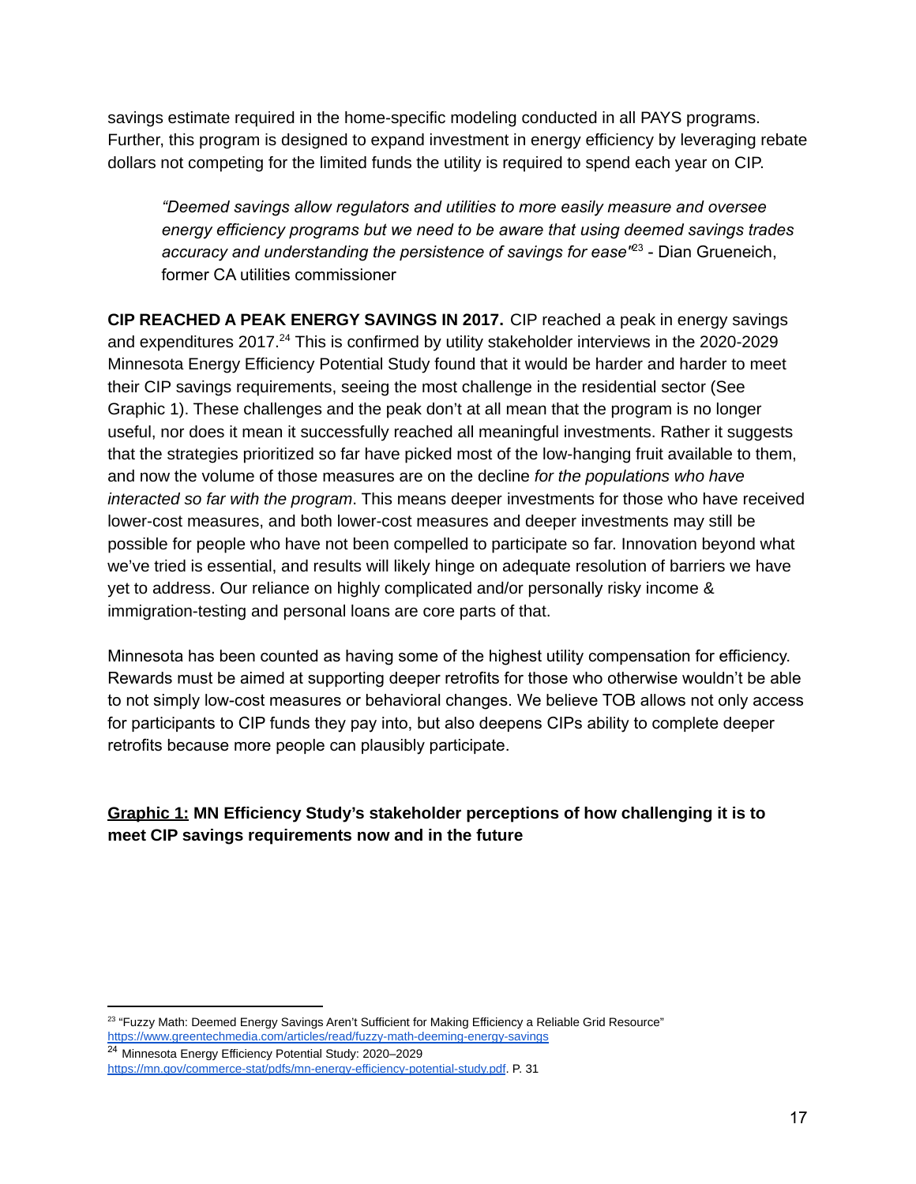savings estimate required in the home-specific modeling conducted in all PAYS programs. Further, this program is designed to expand investment in energy efficiency by leveraging rebate dollars not competing for the limited funds the utility is required to spend each year on CIP.

> *"Deemed savings allow regulators and utilities to more easily measure and oversee energy efficiency programs but we need to be aware that using deemed savings trades accuracy and understanding the persistence of savings for ease"*[23] - Dian Grueneich, former CA utilities commissioner

**CIP REACHED A PEAK ENERGY SAVINGS IN 2017.** CIP reached a peak in energy savings and expenditures 2017.[24] This is confirmed by utility stakeholder interviews in the 2020-2029 Minnesota Energy Efficiency Potential Study found that it would be harder and harder to meet their CIP savings requirements, seeing the most challenge in the residential sector (See Graphic 1). These challenges and the peak don't at all mean that the program is no longer useful, nor does it mean it successfully reached all meaningful investments. Rather it suggests that the strategies prioritized so far have picked most of the low-hanging fruit available to them, and now the volume of those measures are on the decline *for the populations who have interacted so far with the program*. This means deeper investments for those who have received lower-cost measures, and both lower-cost measures and deeper investments may still be possible for people who have not been compelled to participate so far. Innovation beyond what we've tried is essential, and results will likely hinge on adequate resolution of barriers we have yet to address. Our reliance on highly complicated and/or personally risky income & immigration-testing and personal loans are core parts of that.

Minnesota has been counted as having some of the highest utility compensation for efficiency. Rewards must be aimed at supporting deeper retrofits for those who otherwise wouldn't be able to not simply low-cost measures or behavioral changes. We believe TOB allows not only access for participants to CIP funds they pay into, but also deepens CIPs ability to complete deeper retrofits because more people can plausibly participate.

**<u>Graphic 1:</u> MN Efficiency Study's stakeholder perceptions of how challenging it is to meet CIP savings requirements now and in the future**

---

[23] "Fuzzy Math: Deemed Energy Savings Aren't Sufficient for Making Efficiency a Reliable Grid Resource" https://www.greentechmedia.com/articles/read/fuzzy-math-deeming-energy-savings

[24] Minnesota Energy Efficiency Potential Study: 2020–2029 https://mn.gov/commerce-stat/pdfs/mn-energy-efficiency-potential-study.pdf. P. 31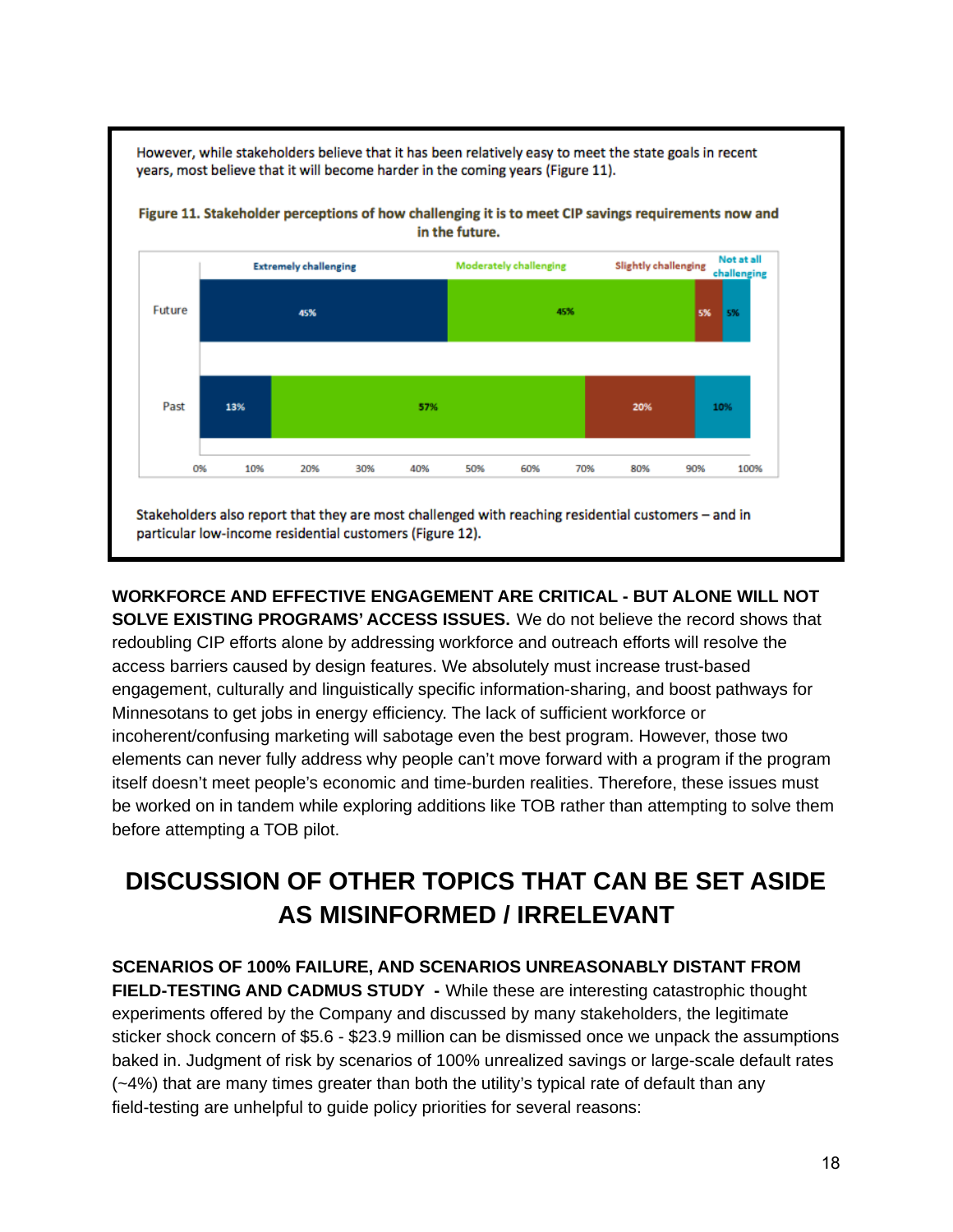However, while stakeholders believe that it has been relatively easy to meet the state goals in recent years, most believe that it will become harder in the coming years (Figure 11).

**Figure 11. Stakeholder perceptions of how challenging it is to meet CIP savings requirements now and in the future.**

| | Extremely challenging | Moderately challenging | Slightly challenging | Not at all challenging |
|---|---|---|---|---|
| Future | 45% | 45% | 5% | 5% |
| Past | 13% | 57% | 20% | 10% |

Stakeholders also report that they are most challenged with reaching residential customers – and in particular low-income residential customers (Figure 12).

**WORKFORCE AND EFFECTIVE ENGAGEMENT ARE CRITICAL - BUT ALONE WILL NOT SOLVE EXISTING PROGRAMS' ACCESS ISSUES.** We do not believe the record shows that redoubling CIP efforts alone by addressing workforce and outreach efforts will resolve the access barriers caused by design features. We absolutely must increase trust-based engagement, culturally and linguistically specific information-sharing, and boost pathways for Minnesotans to get jobs in energy efficiency. The lack of sufficient workforce or incoherent/confusing marketing will sabotage even the best program. However, those two elements can never fully address why people can't move forward with a program if the program itself doesn't meet people's economic and time-burden realities. Therefore, these issues must be worked on in tandem while exploring additions like TOB rather than attempting to solve them before attempting a TOB pilot.

## DISCUSSION OF OTHER TOPICS THAT CAN BE SET ASIDE AS MISINFORMED / IRRELEVANT

**SCENARIOS OF 100% FAILURE, AND SCENARIOS UNREASONABLY DISTANT FROM FIELD-TESTING AND CADMUS STUDY -** While these are interesting catastrophic thought experiments offered by the Company and discussed by many stakeholders, the legitimate sticker shock concern of $5.6 - $23.9 million can be dismissed once we unpack the assumptions baked in. Judgment of risk by scenarios of 100% unrealized savings or large-scale default rates (~4%) that are many times greater than both the utility's typical rate of default than any field-testing are unhelpful to guide policy priorities for several reasons: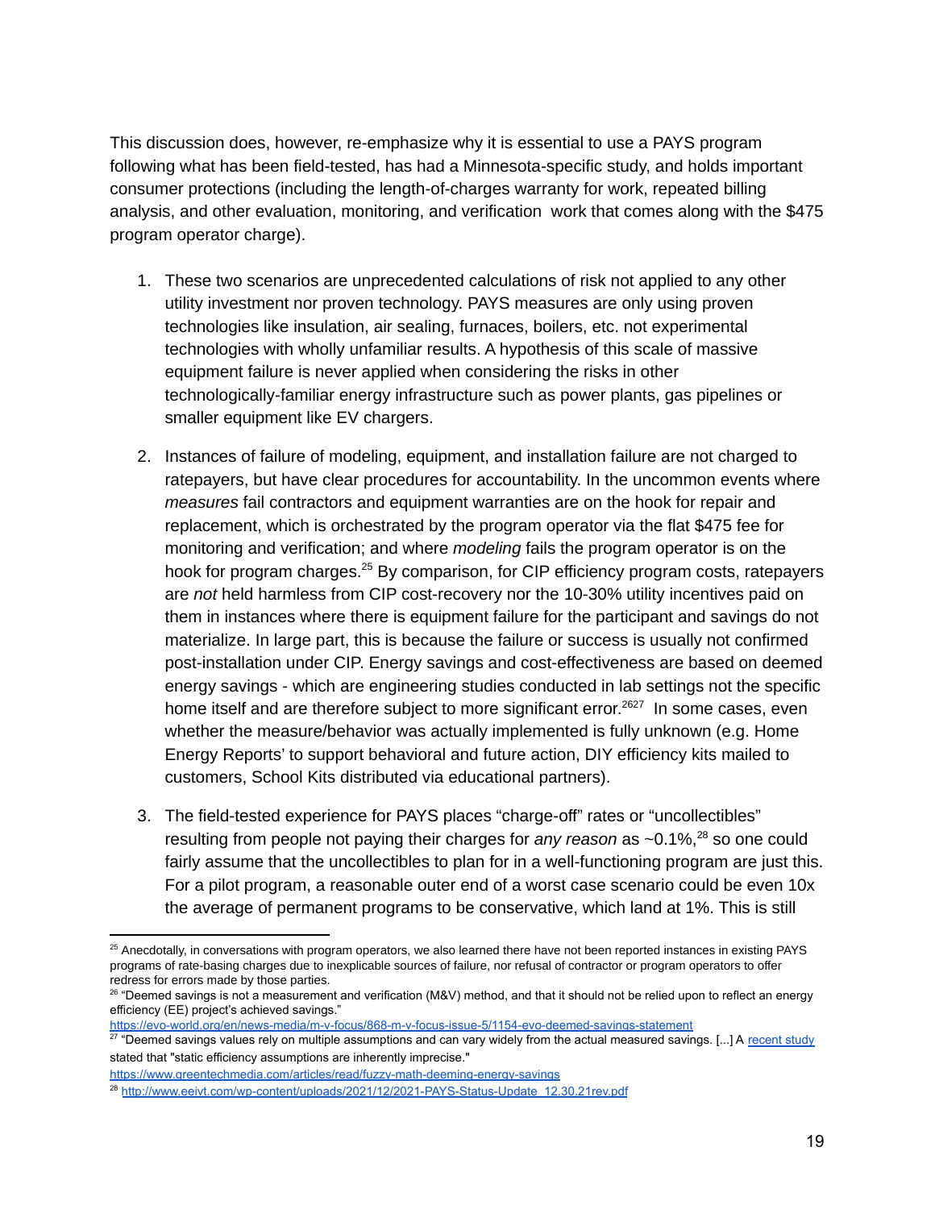This discussion does, however, re-emphasize why it is essential to use a PAYS program following what has been field-tested, has had a Minnesota-specific study, and holds important consumer protections (including the length-of-charges warranty for work, repeated billing analysis, and other evaluation, monitoring, and verification work that comes along with the $475 program operator charge).

1. These two scenarios are unprecedented calculations of risk not applied to any other utility investment nor proven technology. PAYS measures are only using proven technologies like insulation, air sealing, furnaces, boilers, etc. not experimental technologies with wholly unfamiliar results. A hypothesis of this scale of massive equipment failure is never applied when considering the risks in other technologically-familiar energy infrastructure such as power plants, gas pipelines or smaller equipment like EV chargers.

2. Instances of failure of modeling, equipment, and installation failure are not charged to ratepayers, but have clear procedures for accountability. In the uncommon events where *measures* fail contractors and equipment warranties are on the hook for repair and replacement, which is orchestrated by the program operator via the flat $475 fee for monitoring and verification; and where *modeling* fails the program operator is on the hook for program charges.[25] By comparison, for CIP efficiency program costs, ratepayers are *not* held harmless from CIP cost-recovery nor the 10-30% utility incentives paid on them in instances where there is equipment failure for the participant and savings do not materialize. In large part, this is because the failure or success is usually not confirmed post-installation under CIP. Energy savings and cost-effectiveness are based on deemed energy savings - which are engineering studies conducted in lab settings not the specific home itself and are therefore subject to more significant error.[26][27] In some cases, even whether the measure/behavior was actually implemented is fully unknown (e.g. Home Energy Reports' to support behavioral and future action, DIY efficiency kits mailed to customers, School Kits distributed via educational partners).

3. The field-tested experience for PAYS places "charge-off" rates or "uncollectibles" resulting from people not paying their charges for *any reason* as ~0.1%,[28] so one could fairly assume that the uncollectibles to plan for in a well-functioning program are just this. For a pilot program, a reasonable outer end of a worst case scenario could be even 10x the average of permanent programs to be conservative, which land at 1%. This is still

---

[25] Anecdotally, in conversations with program operators, we also learned there have not been reported instances in existing PAYS programs of rate-basing charges due to inexplicable sources of failure, nor refusal of contractor or program operators to offer redress for errors made by those parties.

[26] "Deemed savings is not a measurement and verification (M&V) method, and that it should not be relied upon to reflect an energy efficiency (EE) project's achieved savings."
https://evo-world.org/en/news-media/m-v-focus/868-m-v-focus-issue-5/1154-evo-deemed-savings-statement

[27] "Deemed savings values rely on multiple assumptions and can vary widely from the actual measured savings. [...] A recent study stated that "static efficiency assumptions are inherently imprecise."
https://www.greentechmedia.com/articles/read/fuzzy-math-deeming-energy-savings

[28] http://www.eeivt.com/wp-content/uploads/2021/12/2021-PAYS-Status-Update_12.30.21rev.pdf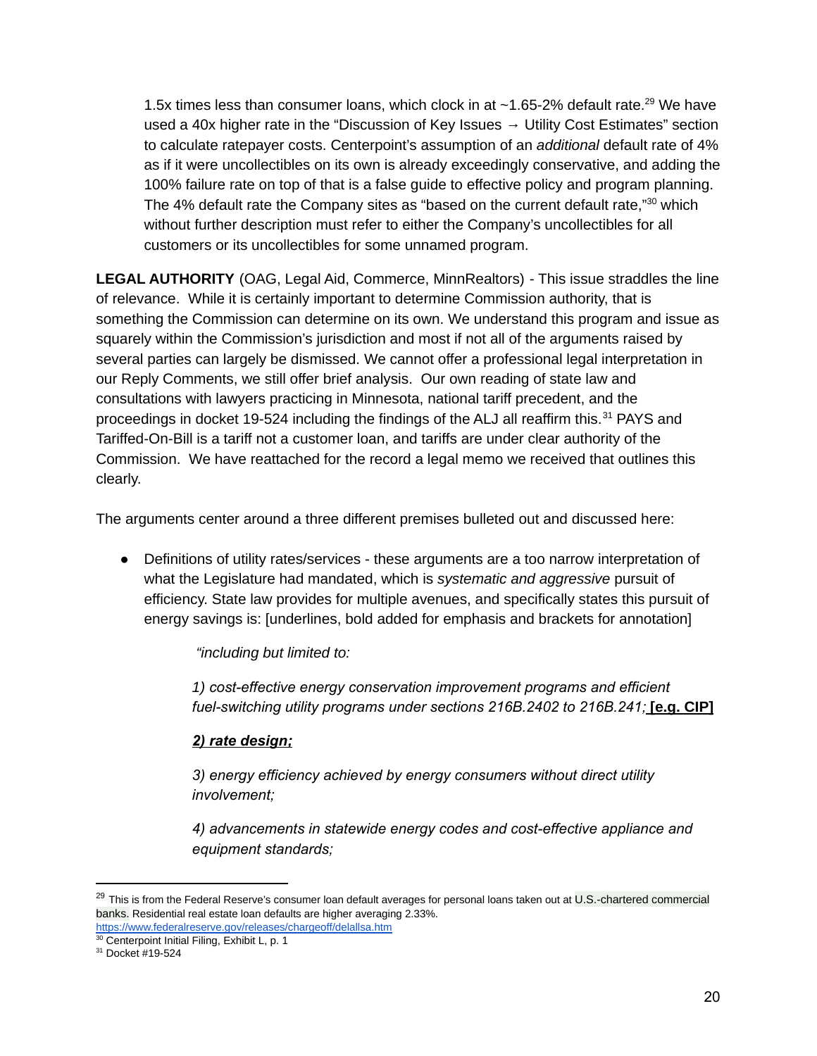1.5x times less than consumer loans, which clock in at ~1.65-2% default rate.[29] We have used a 40x higher rate in the "Discussion of Key Issues → Utility Cost Estimates" section to calculate ratepayer costs. Centerpoint's assumption of an *additional* default rate of 4% as if it were uncollectibles on its own is already exceedingly conservative, and adding the 100% failure rate on top of that is a false guide to effective policy and program planning. The 4% default rate the Company sites as "based on the current default rate,"[30] which without further description must refer to either the Company's uncollectibles for all customers or its uncollectibles for some unnamed program.

**LEGAL AUTHORITY** (OAG, Legal Aid, Commerce, MinnRealtors) - This issue straddles the line of relevance. While it is certainly important to determine Commission authority, that is something the Commission can determine on its own. We understand this program and issue as squarely within the Commission's jurisdiction and most if not all of the arguments raised by several parties can largely be dismissed. We cannot offer a professional legal interpretation in our Reply Comments, we still offer brief analysis. Our own reading of state law and consultations with lawyers practicing in Minnesota, national tariff precedent, and the proceedings in docket 19-524 including the findings of the ALJ all reaffirm this.[31] PAYS and Tariffed-On-Bill is a tariff not a customer loan, and tariffs are under clear authority of the Commission. We have reattached for the record a legal memo we received that outlines this clearly.

The arguments center around a three different premises bulleted out and discussed here:

- Definitions of utility rates/services - these arguments are a too narrow interpretation of what the Legislature had mandated, which is *systematic and aggressive* pursuit of efficiency. State law provides for multiple avenues, and specifically states this pursuit of energy savings is: [underlines, bold added for emphasis and brackets for annotation]

    *"including but limited to:*

    *1) cost-effective energy conservation improvement programs and efficient fuel-switching utility programs under sections 216B.2402 to 216B.241;* **[e.g. CIP]**

    ***<u>2) rate design;</u>***

    *3) energy efficiency achieved by energy consumers without direct utility involvement;*

    *4) advancements in statewide energy codes and cost-effective appliance and equipment standards;*

---

[29] This is from the Federal Reserve's consumer loan default averages for personal loans taken out at U.S.-chartered commercial banks. Residential real estate loan defaults are higher averaging 2.33%. https://www.federalreserve.gov/releases/chargeoff/delallsa.htm

[30] Centerpoint Initial Filing, Exhibit L, p. 1

[31] Docket #19-524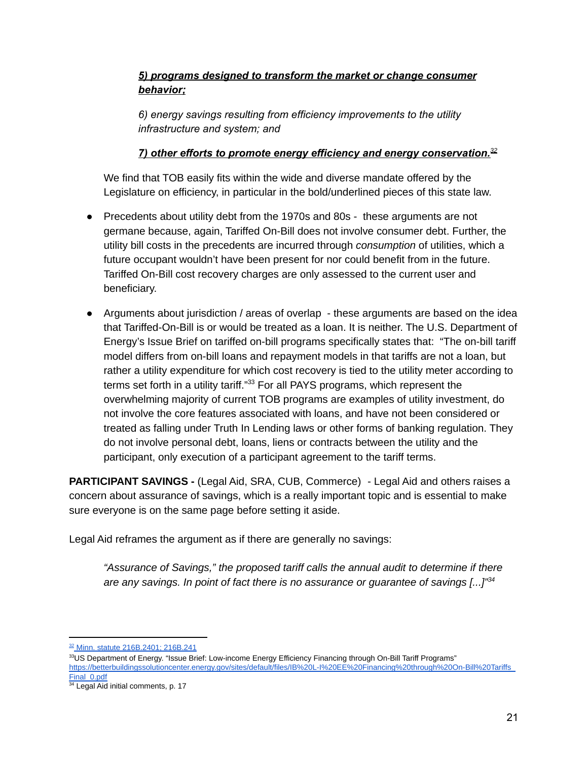> ***5) programs designed to transform the market or change consumer behavior;***
>
> *6) energy savings resulting from efficiency improvements to the utility infrastructure and system; and*
>
> ***7) other efforts to promote energy efficiency and energy conservation.***[32]

We find that TOB easily fits within the wide and diverse mandate offered by the Legislature on efficiency, in particular in the bold/underlined pieces of this state law.

- Precedents about utility debt from the 1970s and 80s - these arguments are not germane because, again, Tariffed On-Bill does not involve consumer debt. Further, the utility bill costs in the precedents are incurred through *consumption* of utilities, which a future occupant wouldn't have been present for nor could benefit from in the future. Tariffed On-Bill cost recovery charges are only assessed to the current user and beneficiary.
- Arguments about jurisdiction / areas of overlap - these arguments are based on the idea that Tariffed-On-Bill is or would be treated as a loan. It is neither. The U.S. Department of Energy's Issue Brief on tariffed on-bill programs specifically states that: "The on-bill tariff model differs from on-bill loans and repayment models in that tariffs are not a loan, but rather a utility expenditure for which cost recovery is tied to the utility meter according to terms set forth in a utility tariff."[33] For all PAYS programs, which represent the overwhelming majority of current TOB programs are examples of utility investment, do not involve the core features associated with loans, and have not been considered or treated as falling under Truth In Lending laws or other forms of banking regulation. They do not involve personal debt, loans, liens or contracts between the utility and the participant, only execution of a participant agreement to the tariff terms.

**PARTICIPANT SAVINGS -** (Legal Aid, SRA, CUB, Commerce) - Legal Aid and others raises a concern about assurance of savings, which is a really important topic and is essential to make sure everyone is on the same page before setting it aside.

Legal Aid reframes the argument as if there are generally no savings:

> *"Assurance of Savings," the proposed tariff calls the annual audit to determine if there are any savings. In point of fact there is no assurance or guarantee of savings [...]"*[34]

---

[32] Minn. statute 216B.2401; 216B.241

[33] US Department of Energy. "Issue Brief: Low-income Energy Efficiency Financing through On-Bill Tariff Programs" https://betterbuildingssolutioncenter.energy.gov/sites/default/files/IB%20L-I%20EE%20Financing%20through%20On-Bill%20Tariffs_Final_0.pdf

[34] Legal Aid initial comments, p. 17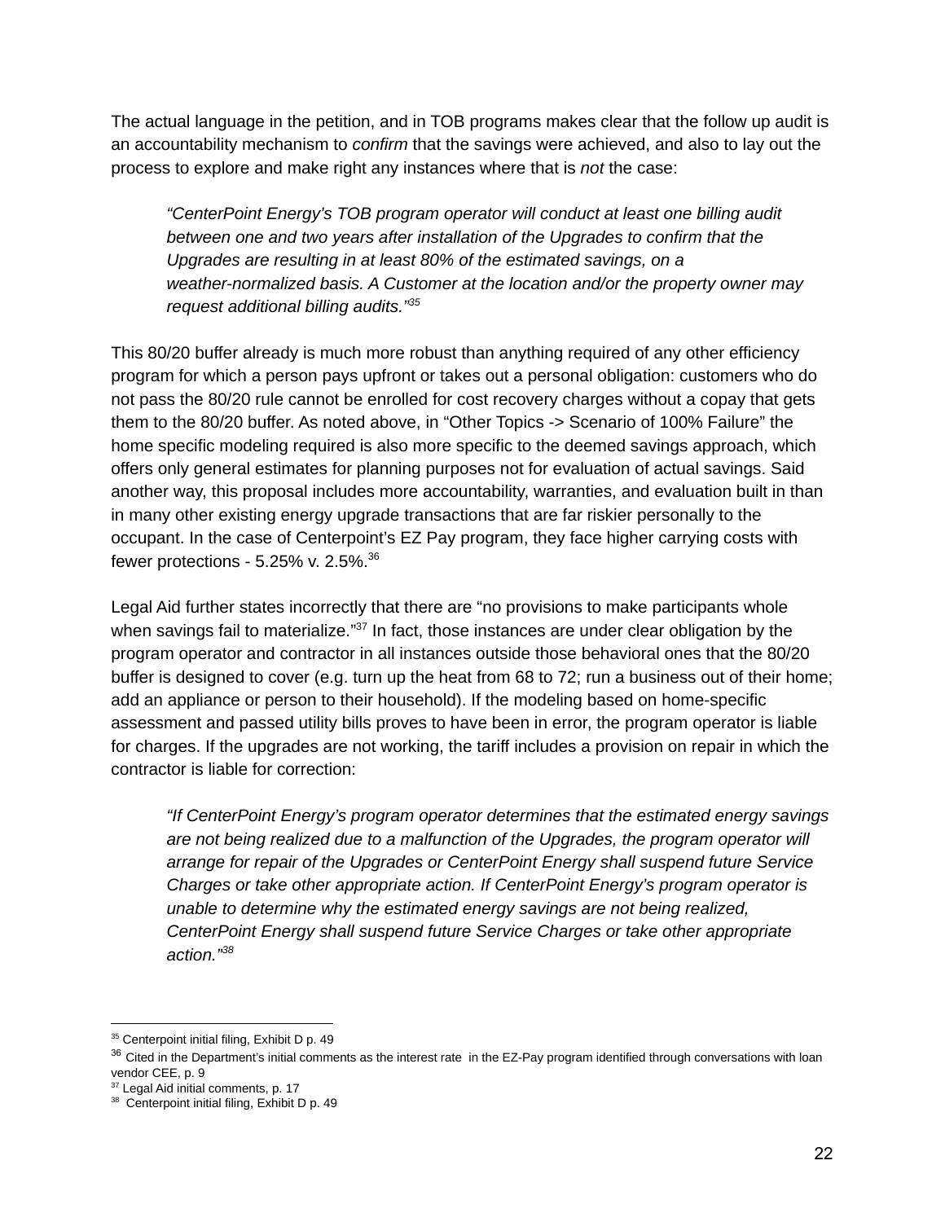The actual language in the petition, and in TOB programs makes clear that the follow up audit is an accountability mechanism to *confirm* that the savings were achieved, and also to lay out the process to explore and make right any instances where that is *not* the case:

> *"CenterPoint Energy's TOB program operator will conduct at least one billing audit between one and two years after installation of the Upgrades to confirm that the Upgrades are resulting in at least 80% of the estimated savings, on a weather-normalized basis. A Customer at the location and/or the property owner may request additional billing audits."*[35]

This 80/20 buffer already is much more robust than anything required of any other efficiency program for which a person pays upfront or takes out a personal obligation: customers who do not pass the 80/20 rule cannot be enrolled for cost recovery charges without a copay that gets them to the 80/20 buffer. As noted above, in "Other Topics -> Scenario of 100% Failure" the home specific modeling required is also more specific to the deemed savings approach, which offers only general estimates for planning purposes not for evaluation of actual savings. Said another way, this proposal includes more accountability, warranties, and evaluation built in than in many other existing energy upgrade transactions that are far riskier personally to the occupant. In the case of Centerpoint's EZ Pay program, they face higher carrying costs with fewer protections - 5.25% v. 2.5%.[36]

Legal Aid further states incorrectly that there are "no provisions to make participants whole when savings fail to materialize."[37] In fact, those instances are under clear obligation by the program operator and contractor in all instances outside those behavioral ones that the 80/20 buffer is designed to cover (e.g. turn up the heat from 68 to 72; run a business out of their home; add an appliance or person to their household). If the modeling based on home-specific assessment and passed utility bills proves to have been in error, the program operator is liable for charges. If the upgrades are not working, the tariff includes a provision on repair in which the contractor is liable for correction:

> *"If CenterPoint Energy's program operator determines that the estimated energy savings are not being realized due to a malfunction of the Upgrades, the program operator will arrange for repair of the Upgrades or CenterPoint Energy shall suspend future Service Charges or take other appropriate action. If CenterPoint Energy's program operator is unable to determine why the estimated energy savings are not being realized, CenterPoint Energy shall suspend future Service Charges or take other appropriate action."*[38]

---

[35] Centerpoint initial filing, Exhibit D p. 49

[36] Cited in the Department's initial comments as the interest rate in the EZ-Pay program identified through conversations with loan vendor CEE, p. 9

[37] Legal Aid initial comments, p. 17

[38] Centerpoint initial filing, Exhibit D p. 49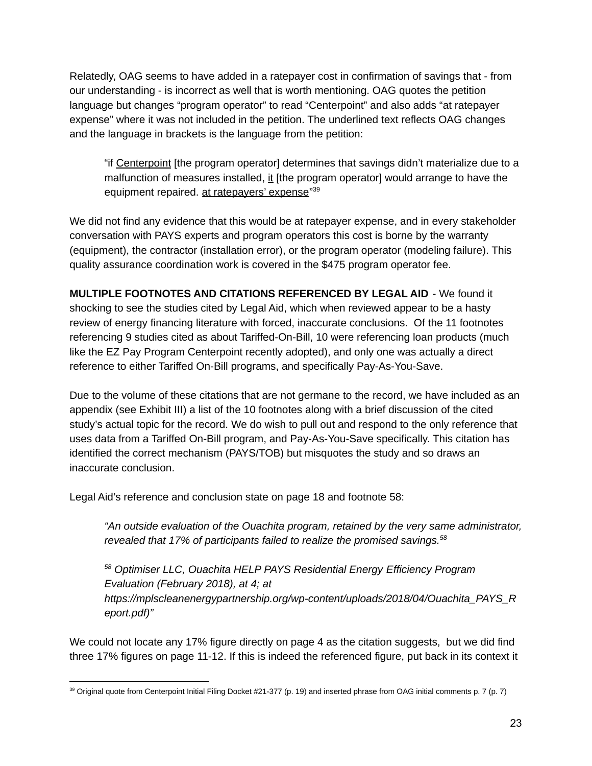Relatedly, OAG seems to have added in a ratepayer cost in confirmation of savings that - from our understanding - is incorrect as well that is worth mentioning. OAG quotes the petition language but changes "program operator" to read "Centerpoint" and also adds "at ratepayer expense" where it was not included in the petition. The underlined text reflects OAG changes and the language in brackets is the language from the petition:

> "if <u>Centerpoint</u> [the program operator] determines that savings didn't materialize due to a malfunction of measures installed, <u>it</u> [the program operator] would arrange to have the equipment repaired. <u>at ratepayers' expense</u>"[39]

We did not find any evidence that this would be at ratepayer expense, and in every stakeholder conversation with PAYS experts and program operators this cost is borne by the warranty (equipment), the contractor (installation error), or the program operator (modeling failure). This quality assurance coordination work is covered in the $475 program operator fee.

**MULTIPLE FOOTNOTES AND CITATIONS REFERENCED BY LEGAL AID** - We found it shocking to see the studies cited by Legal Aid, which when reviewed appear to be a hasty review of energy financing literature with forced, inaccurate conclusions. Of the 11 footnotes referencing 9 studies cited as about Tariffed-On-Bill, 10 were referencing loan products (much like the EZ Pay Program Centerpoint recently adopted), and only one was actually a direct reference to either Tariffed On-Bill programs, and specifically Pay-As-You-Save.

Due to the volume of these citations that are not germane to the record, we have included as an appendix (see Exhibit III) a list of the 10 footnotes along with a brief discussion of the cited study's actual topic for the record. We do wish to pull out and respond to the only reference that uses data from a Tariffed On-Bill program, and Pay-As-You-Save specifically. This citation has identified the correct mechanism (PAYS/TOB) but misquotes the study and so draws an inaccurate conclusion.

Legal Aid's reference and conclusion state on page 18 and footnote 58:

> *"An outside evaluation of the Ouachita program, retained by the very same administrator, revealed that 17% of participants failed to realize the promised savings.[58]*
>
> *[58] Optimiser LLC, Ouachita HELP PAYS Residential Energy Efficiency Program Evaluation (February 2018), at 4; at https://mplscleanenergypartnership.org/wp-content/uploads/2018/04/Ouachita_PAYS_Report.pdf)"*

We could not locate any 17% figure directly on page 4 as the citation suggests, but we did find three 17% figures on page 11-12. If this is indeed the referenced figure, put back in its context it

[39] Original quote from Centerpoint Initial Filing Docket #21-377 (p. 19) and inserted phrase from OAG initial comments p. 7 (p. 7)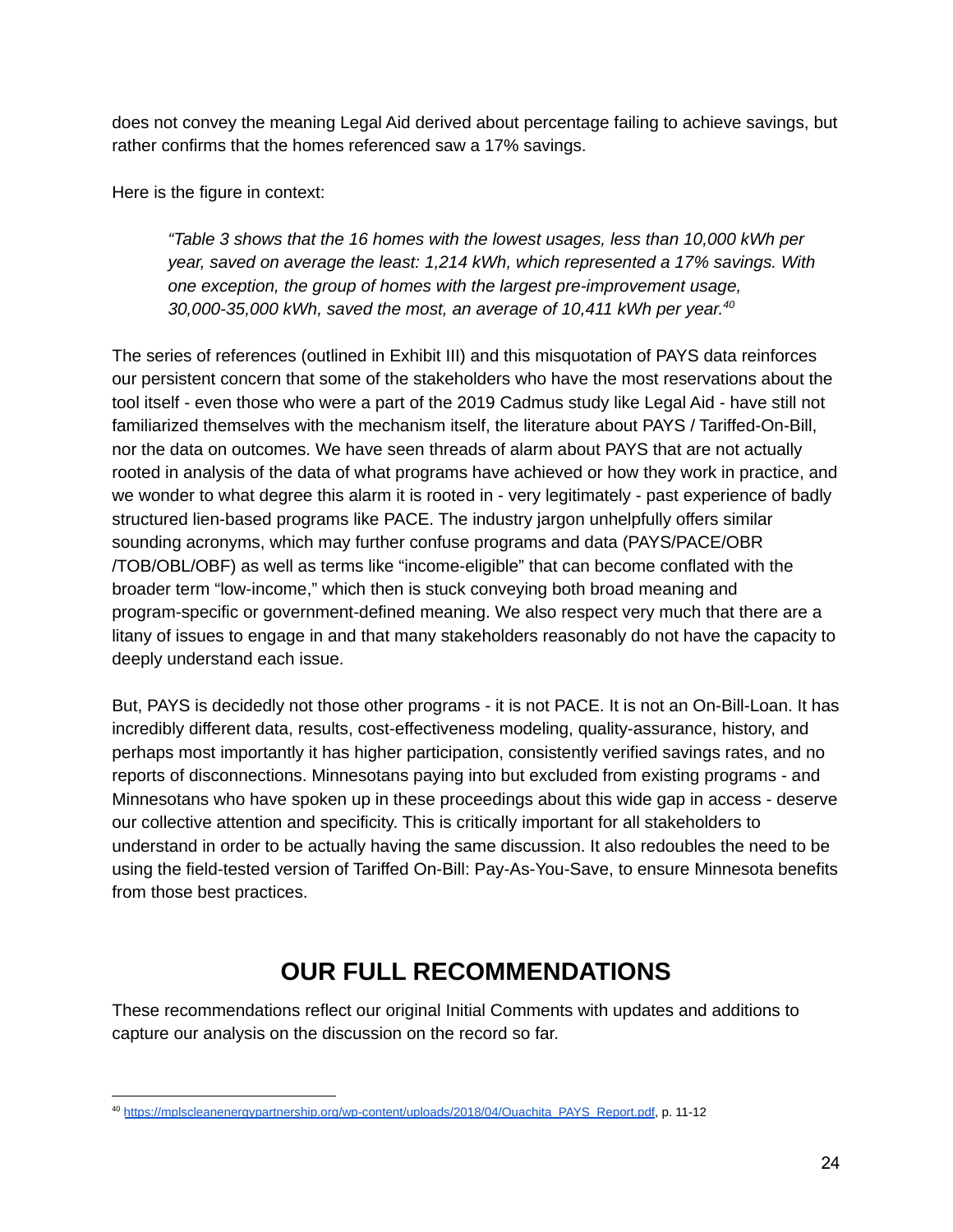does not convey the meaning Legal Aid derived about percentage failing to achieve savings, but rather confirms that the homes referenced saw a 17% savings.

Here is the figure in context:

> *"Table 3 shows that the 16 homes with the lowest usages, less than 10,000 kWh per year, saved on average the least: 1,214 kWh, which represented a 17% savings. With one exception, the group of homes with the largest pre-improvement usage, 30,000-35,000 kWh, saved the most, an average of 10,411 kWh per year.*[40]

The series of references (outlined in Exhibit III) and this misquotation of PAYS data reinforces our persistent concern that some of the stakeholders who have the most reservations about the tool itself - even those who were a part of the 2019 Cadmus study like Legal Aid - have still not familiarized themselves with the mechanism itself, the literature about PAYS / Tariffed-On-Bill, nor the data on outcomes. We have seen threads of alarm about PAYS that are not actually rooted in analysis of the data of what programs have achieved or how they work in practice, and we wonder to what degree this alarm it is rooted in - very legitimately - past experience of badly structured lien-based programs like PACE. The industry jargon unhelpfully offers similar sounding acronyms, which may further confuse programs and data (PAYS/PACE/OBR /TOB/OBL/OBF) as well as terms like "income-eligible" that can become conflated with the broader term "low-income," which then is stuck conveying both broad meaning and program-specific or government-defined meaning. We also respect very much that there are a litany of issues to engage in and that many stakeholders reasonably do not have the capacity to deeply understand each issue.

But, PAYS is decidedly not those other programs - it is not PACE. It is not an On-Bill-Loan. It has incredibly different data, results, cost-effectiveness modeling, quality-assurance, history, and perhaps most importantly it has higher participation, consistently verified savings rates, and no reports of disconnections. Minnesotans paying into but excluded from existing programs - and Minnesotans who have spoken up in these proceedings about this wide gap in access - deserve our collective attention and specificity. This is critically important for all stakeholders to understand in order to be actually having the same discussion. It also redoubles the need to be using the field-tested version of Tariffed On-Bill: Pay-As-You-Save, to ensure Minnesota benefits from those best practices.

## OUR FULL RECOMMENDATIONS

These recommendations reflect our original Initial Comments with updates and additions to capture our analysis on the discussion on the record so far.

---

[40] https://mplscleanenergypartnership.org/wp-content/uploads/2018/04/Ouachita_PAYS_Report.pdf, p. 11-12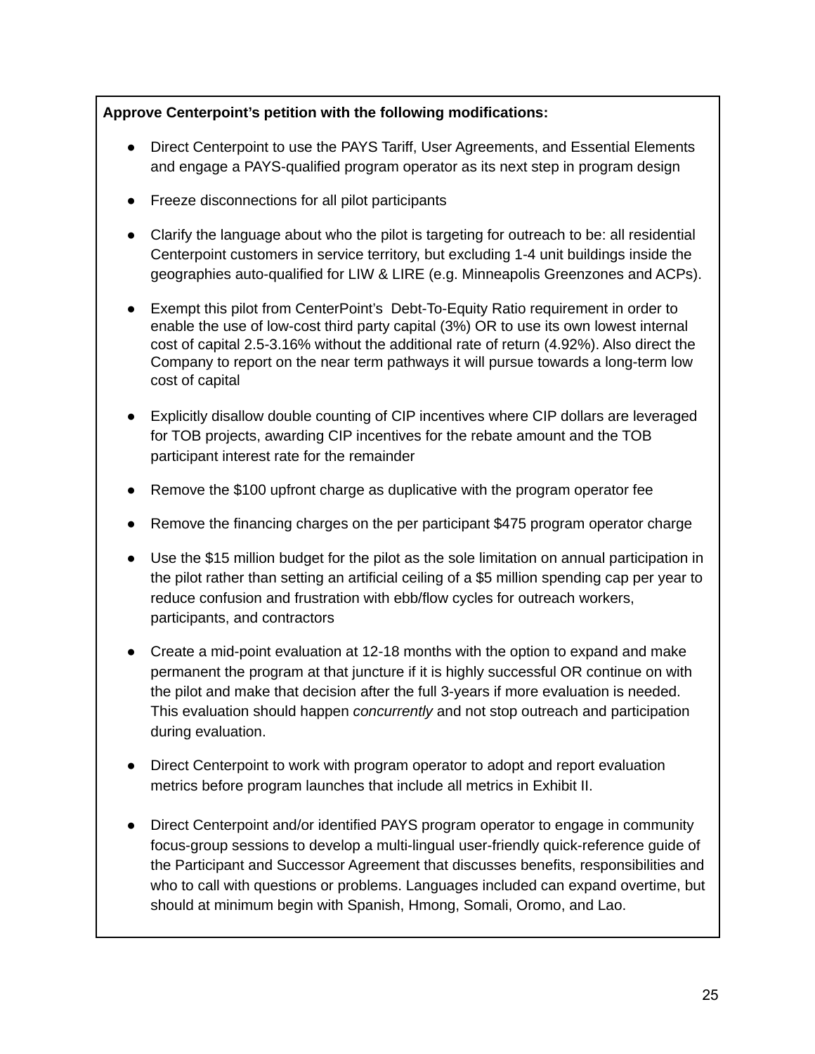**Approve Centerpoint's petition with the following modifications:**

- Direct Centerpoint to use the PAYS Tariff, User Agreements, and Essential Elements and engage a PAYS-qualified program operator as its next step in program design
- Freeze disconnections for all pilot participants
- Clarify the language about who the pilot is targeting for outreach to be: all residential Centerpoint customers in service territory, but excluding 1-4 unit buildings inside the geographies auto-qualified for LIW & LIRE (e.g. Minneapolis Greenzones and ACPs).
- Exempt this pilot from CenterPoint's Debt-To-Equity Ratio requirement in order to enable the use of low-cost third party capital (3%) OR to use its own lowest internal cost of capital 2.5-3.16% without the additional rate of return (4.92%). Also direct the Company to report on the near term pathways it will pursue towards a long-term low cost of capital
- Explicitly disallow double counting of CIP incentives where CIP dollars are leveraged for TOB projects, awarding CIP incentives for the rebate amount and the TOB participant interest rate for the remainder
- Remove the $100 upfront charge as duplicative with the program operator fee
- Remove the financing charges on the per participant $475 program operator charge
- Use the $15 million budget for the pilot as the sole limitation on annual participation in the pilot rather than setting an artificial ceiling of a $5 million spending cap per year to reduce confusion and frustration with ebb/flow cycles for outreach workers, participants, and contractors
- Create a mid-point evaluation at 12-18 months with the option to expand and make permanent the program at that juncture if it is highly successful OR continue on with the pilot and make that decision after the full 3-years if more evaluation is needed. This evaluation should happen *concurrently* and not stop outreach and participation during evaluation.
- Direct Centerpoint to work with program operator to adopt and report evaluation metrics before program launches that include all metrics in Exhibit II.
- Direct Centerpoint and/or identified PAYS program operator to engage in community focus-group sessions to develop a multi-lingual user-friendly quick-reference guide of the Participant and Successor Agreement that discusses benefits, responsibilities and who to call with questions or problems. Languages included can expand overtime, but should at minimum begin with Spanish, Hmong, Somali, Oromo, and Lao.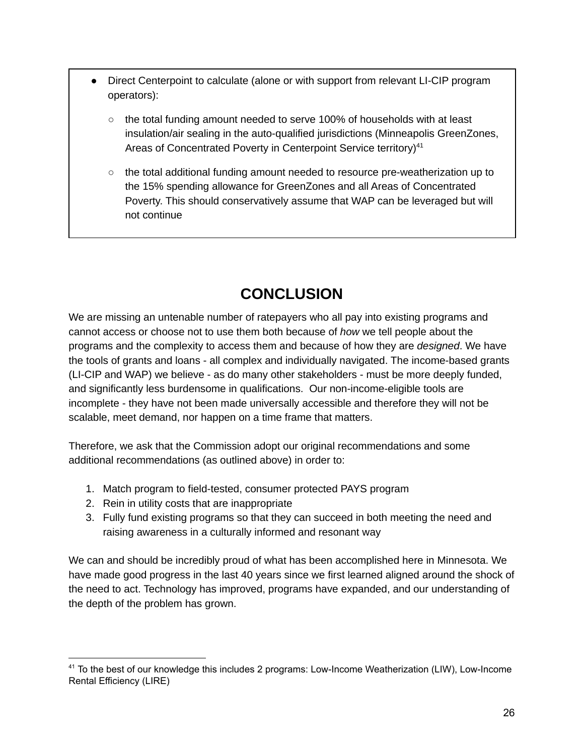- Direct Centerpoint to calculate (alone or with support from relevant LI-CIP program operators):
    - the total funding amount needed to serve 100% of households with at least insulation/air sealing in the auto-qualified jurisdictions (Minneapolis GreenZones, Areas of Concentrated Poverty in Centerpoint Service territory)[41]
    - the total additional funding amount needed to resource pre-weatherization up to the 15% spending allowance for GreenZones and all Areas of Concentrated Poverty. This should conservatively assume that WAP can be leveraged but will not continue

## CONCLUSION

We are missing an untenable number of ratepayers who all pay into existing programs and cannot access or choose not to use them both because of *how* we tell people about the programs and the complexity to access them and because of how they are *designed*. We have the tools of grants and loans - all complex and individually navigated. The income-based grants (LI-CIP and WAP) we believe - as do many other stakeholders - must be more deeply funded, and significantly less burdensome in qualifications. Our non-income-eligible tools are incomplete - they have not been made universally accessible and therefore they will not be scalable, meet demand, nor happen on a time frame that matters.

Therefore, we ask that the Commission adopt our original recommendations and some additional recommendations (as outlined above) in order to:

1. Match program to field-tested, consumer protected PAYS program
2. Rein in utility costs that are inappropriate
3. Fully fund existing programs so that they can succeed in both meeting the need and raising awareness in a culturally informed and resonant way

We can and should be incredibly proud of what has been accomplished here in Minnesota. We have made good progress in the last 40 years since we first learned aligned around the shock of the need to act. Technology has improved, programs have expanded, and our understanding of the depth of the problem has grown.

---

[41] To the best of our knowledge this includes 2 programs: Low-Income Weatherization (LIW), Low-Income Rental Efficiency (LIRE)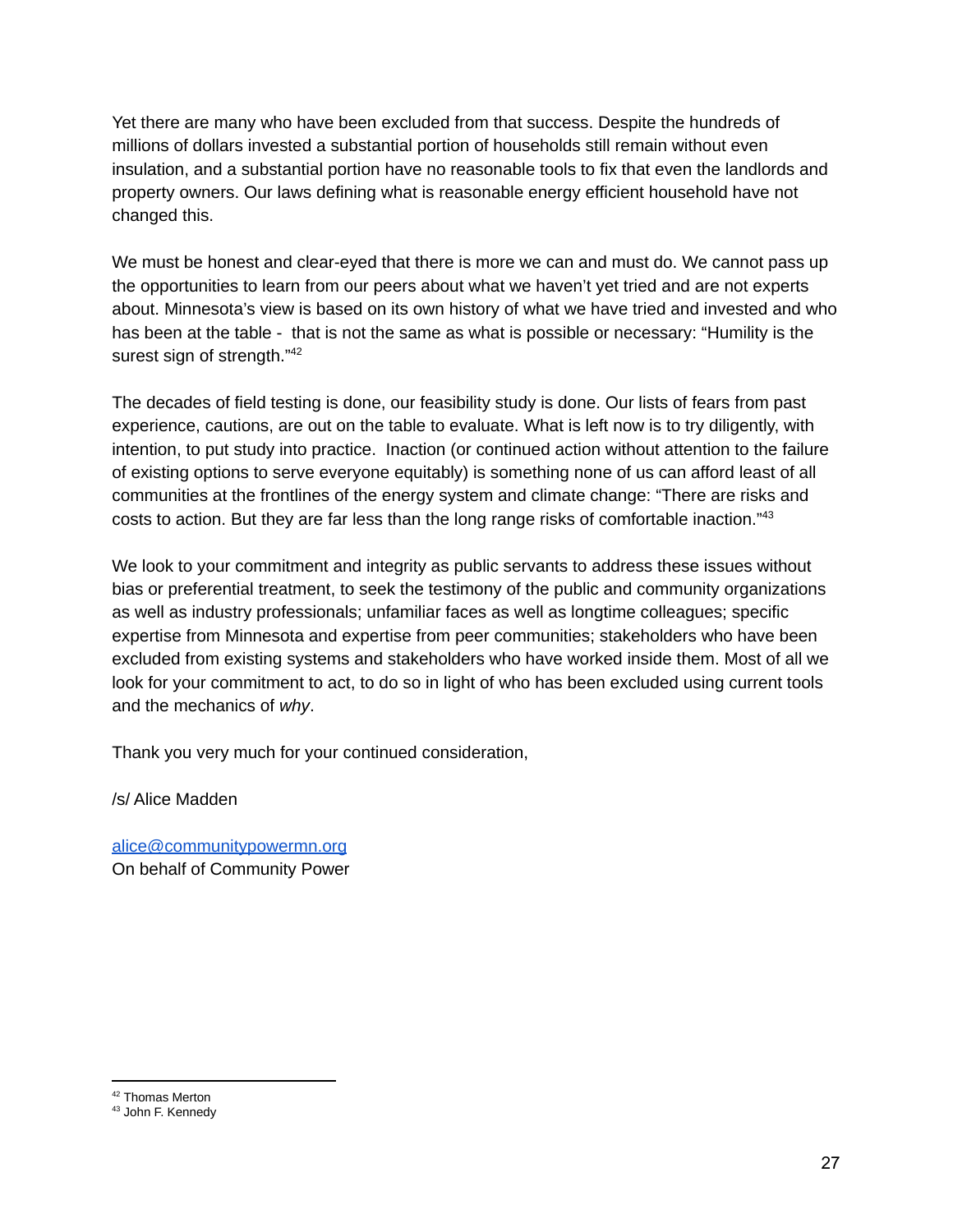Yet there are many who have been excluded from that success. Despite the hundreds of millions of dollars invested a substantial portion of households still remain without even insulation, and a substantial portion have no reasonable tools to fix that even the landlords and property owners. Our laws defining what is reasonable energy efficient household have not changed this.

We must be honest and clear-eyed that there is more we can and must do. We cannot pass up the opportunities to learn from our peers about what we haven't yet tried and are not experts about. Minnesota's view is based on its own history of what we have tried and invested and who has been at the table -  that is not the same as what is possible or necessary: "Humility is the surest sign of strength."[42]

The decades of field testing is done, our feasibility study is done. Our lists of fears from past experience, cautions, are out on the table to evaluate. What is left now is to try diligently, with intention, to put study into practice.  Inaction (or continued action without attention to the failure of existing options to serve everyone equitably) is something none of us can afford least of all communities at the frontlines of the energy system and climate change: "There are risks and costs to action. But they are far less than the long range risks of comfortable inaction."[43]

We look to your commitment and integrity as public servants to address these issues without bias or preferential treatment, to seek the testimony of the public and community organizations as well as industry professionals; unfamiliar faces as well as longtime colleagues; specific expertise from Minnesota and expertise from peer communities; stakeholders who have been excluded from existing systems and stakeholders who have worked inside them. Most of all we look for your commitment to act, to do so in light of who has been excluded using current tools and the mechanics of *why*.

Thank you very much for your continued consideration,

/s/ Alice Madden

alice@communitypowermn.org
On behalf of Community Power

---

[42] Thomas Merton
[43] John F. Kennedy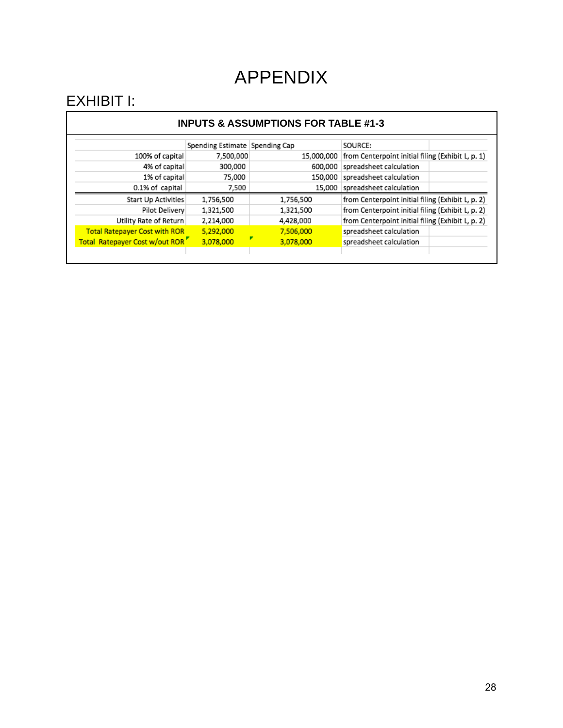# APPENDIX

## EXHIBIT I:

**INPUTS & ASSUMPTIONS FOR TABLE #1-3**

| | Spending Estimate | Spending Cap | SOURCE: |
|---|---|---|---|
| 100% of capital | 7,500,000 | 15,000,000 | from Centerpoint initial filing (Exhibit L, p. 1) |
| 4% of capital | 300,000 | 600,000 | spreadsheet calculation |
| 1% of capital | 75,000 | 150,000 | spreadsheet calculation |
| 0.1% of capital | 7,500 | 15,000 | spreadsheet calculation |
| Start Up Activities | 1,756,500 | 1,756,500 | from Centerpoint initial filing (Exhibit L, p. 2) |
| Pilot Delivery | 1,321,500 | 1,321,500 | from Centerpoint initial filing (Exhibit L, p. 2) |
| Utility Rate of Return | 2,214,000 | 4,428,000 | from Centerpoint initial filing (Exhibit L, p. 2) |
| Total Ratepayer Cost with ROR | 5,292,000 | 7,506,000 | spreadsheet calculation |
| Total Ratepayer Cost w/out ROR | 3,078,000 | 3,078,000 | spreadsheet calculation |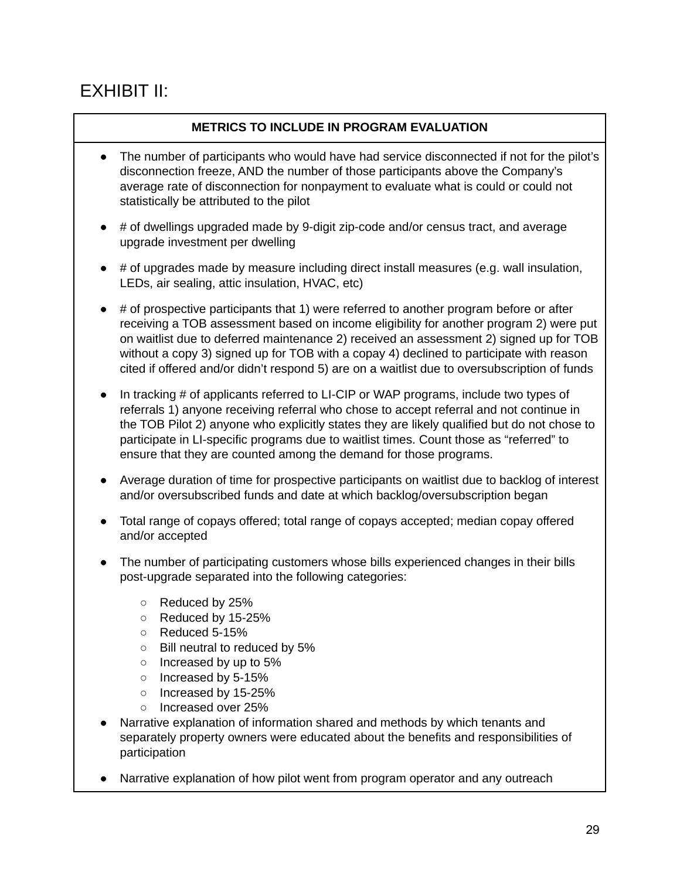# EXHIBIT II:

| METRICS TO INCLUDE IN PROGRAM EVALUATION |
|---|

- The number of participants who would have had service disconnected if not for the pilot's disconnection freeze, AND the number of those participants above the Company's average rate of disconnection for nonpayment to evaluate what is could or could not statistically be attributed to the pilot
- # of dwellings upgraded made by 9-digit zip-code and/or census tract, and average upgrade investment per dwelling
- # of upgrades made by measure including direct install measures (e.g. wall insulation, LEDs, air sealing, attic insulation, HVAC, etc)
- # of prospective participants that 1) were referred to another program before or after receiving a TOB assessment based on income eligibility for another program 2) were put on waitlist due to deferred maintenance 2) received an assessment 2) signed up for TOB without a copy 3) signed up for TOB with a copay 4) declined to participate with reason cited if offered and/or didn't respond 5) are on a waitlist due to oversubscription of funds
- In tracking # of applicants referred to LI-CIP or WAP programs, include two types of referrals 1) anyone receiving referral who chose to accept referral and not continue in the TOB Pilot 2) anyone who explicitly states they are likely qualified but do not chose to participate in LI-specific programs due to waitlist times. Count those as "referred" to ensure that they are counted among the demand for those programs.
- Average duration of time for prospective participants on waitlist due to backlog of interest and/or oversubscribed funds and date at which backlog/oversubscription began
- Total range of copays offered; total range of copays accepted; median copay offered and/or accepted
- The number of participating customers whose bills experienced changes in their bills post-upgrade separated into the following categories:
    - Reduced by 25%
    - Reduced by 15-25%
    - Reduced 5-15%
    - Bill neutral to reduced by 5%
    - Increased by up to 5%
    - Increased by 5-15%
    - Increased by 15-25%
    - Increased over 25%
- Narrative explanation of information shared and methods by which tenants and separately property owners were educated about the benefits and responsibilities of participation
- Narrative explanation of how pilot went from program operator and any outreach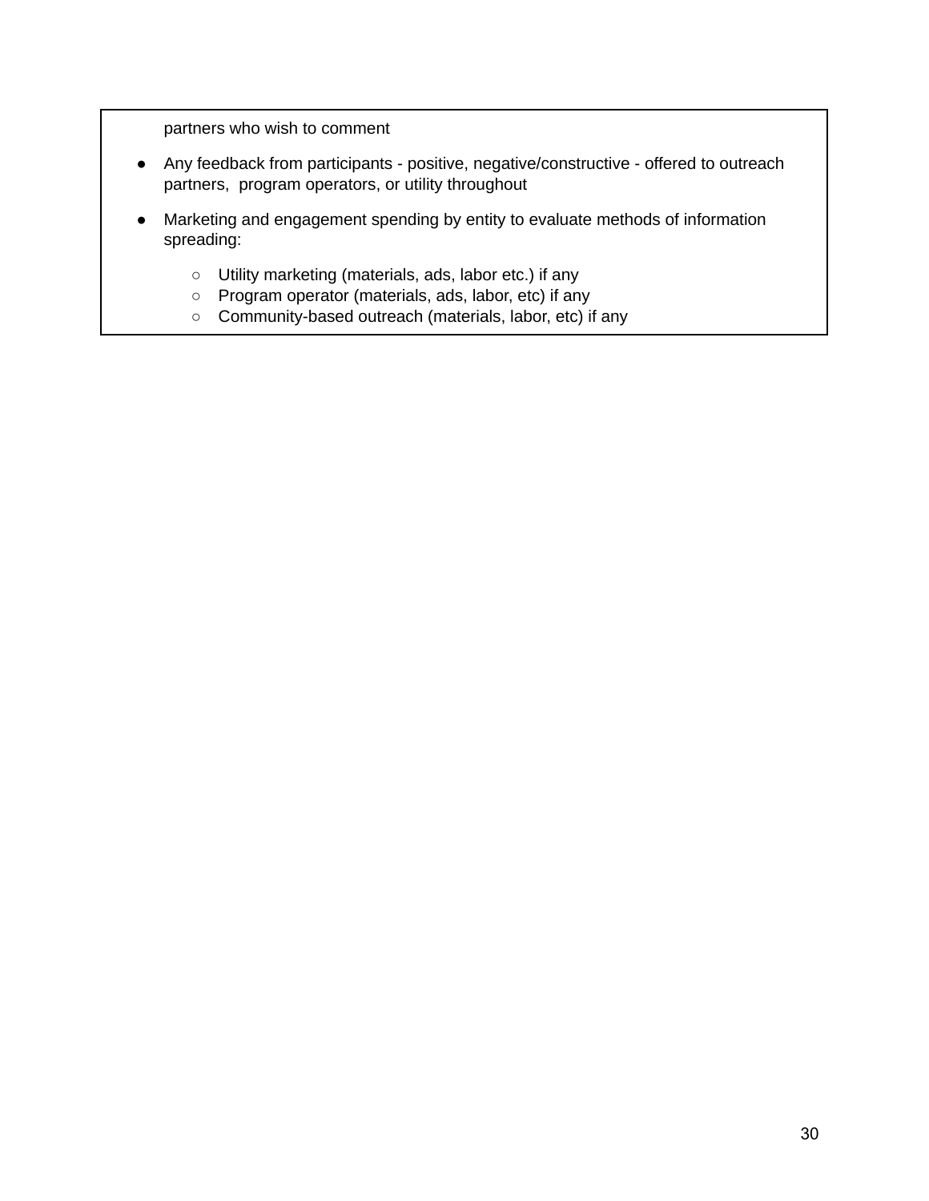partners who wish to comment

- Any feedback from participants - positive, negative/constructive - offered to outreach partners,  program operators, or utility throughout
- Marketing and engagement spending by entity to evaluate methods of information spreading:
    - Utility marketing (materials, ads, labor etc.) if any
    - Program operator (materials, ads, labor, etc) if any
    - Community-based outreach (materials, labor, etc) if any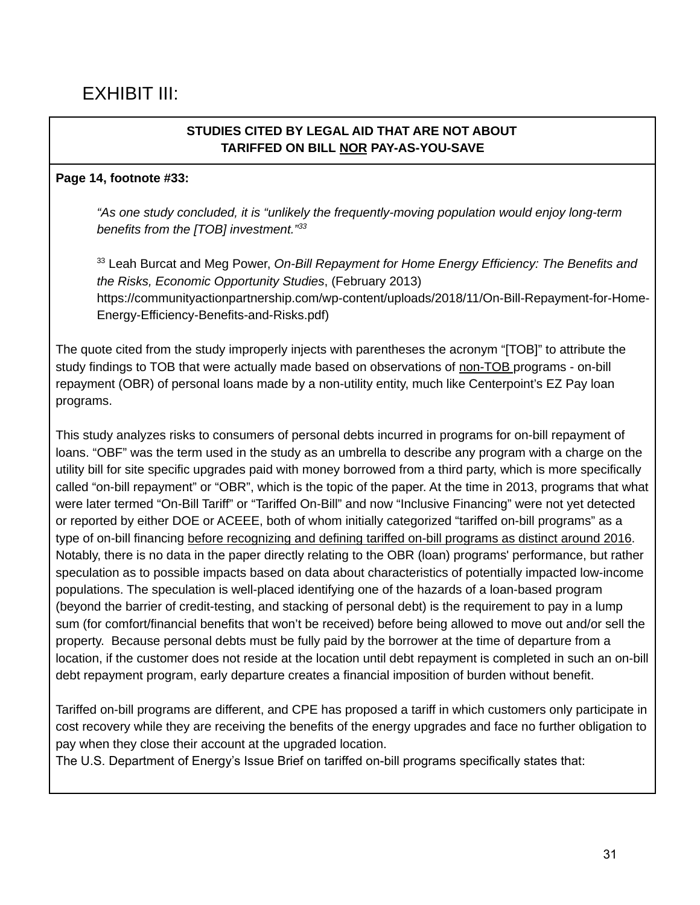# EXHIBIT III:

**STUDIES CITED BY LEGAL AID THAT ARE NOT ABOUT TARIFFED ON BILL NOR PAY-AS-YOU-SAVE**

**Page 14, footnote #33:**

> *"As one study concluded, it is "unlikely the frequently-moving population would enjoy long-term benefits from the [TOB] investment."*[33]
>
> [33] Leah Burcat and Meg Power, *On-Bill Repayment for Home Energy Efficiency: The Benefits and the Risks, Economic Opportunity Studies*, (February 2013) https://communityactionpartnership.com/wp-content/uploads/2018/11/On-Bill-Repayment-for-Home-Energy-Efficiency-Benefits-and-Risks.pdf)

The quote cited from the study improperly injects with parentheses the acronym "[TOB]" to attribute the study findings to TOB that were actually made based on observations of non-TOB programs - on-bill repayment (OBR) of personal loans made by a non-utility entity, much like Centerpoint's EZ Pay loan programs.

This study analyzes risks to consumers of personal debts incurred in programs for on-bill repayment of loans. "OBF" was the term used in the study as an umbrella to describe any program with a charge on the utility bill for site specific upgrades paid with money borrowed from a third party, which is more specifically called "on-bill repayment" or "OBR", which is the topic of the paper. At the time in 2013, programs that what were later termed "On-Bill Tariff" or "Tariffed On-Bill" and now "Inclusive Financing" were not yet detected or reported by either DOE or ACEEE, both of whom initially categorized "tariffed on-bill programs" as a type of on-bill financing before recognizing and defining tariffed on-bill programs as distinct around 2016. Notably, there is no data in the paper directly relating to the OBR (loan) programs' performance, but rather speculation as to possible impacts based on data about characteristics of potentially impacted low-income populations. The speculation is well-placed identifying one of the hazards of a loan-based program (beyond the barrier of credit-testing, and stacking of personal debt) is the requirement to pay in a lump sum (for comfort/financial benefits that won't be received) before being allowed to move out and/or sell the property. Because personal debts must be fully paid by the borrower at the time of departure from a location, if the customer does not reside at the location until debt repayment is completed in such an on-bill debt repayment program, early departure creates a financial imposition of burden without benefit.

Tariffed on-bill programs are different, and CPE has proposed a tariff in which customers only participate in cost recovery while they are receiving the benefits of the energy upgrades and face no further obligation to pay when they close their account at the upgraded location.

The U.S. Department of Energy's Issue Brief on tariffed on-bill programs specifically states that: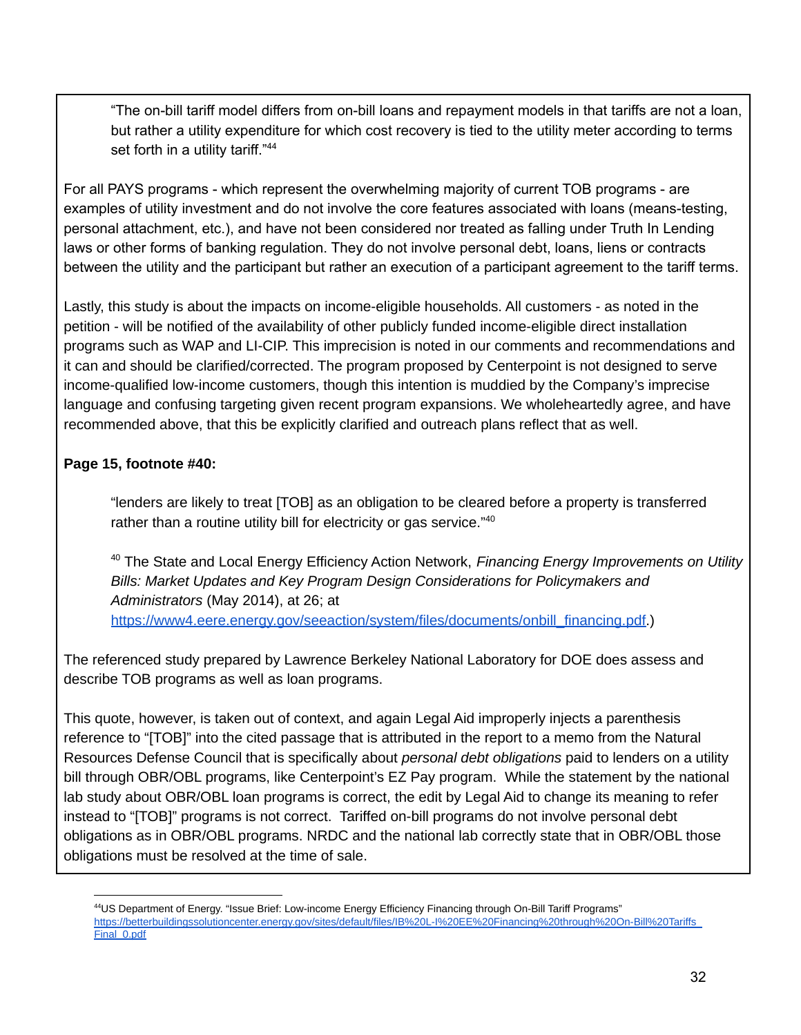> "The on-bill tariff model differs from on-bill loans and repayment models in that tariffs are not a loan, but rather a utility expenditure for which cost recovery is tied to the utility meter according to terms set forth in a utility tariff."[44]

For all PAYS programs - which represent the overwhelming majority of current TOB programs - are examples of utility investment and do not involve the core features associated with loans (means-testing, personal attachment, etc.), and have not been considered nor treated as falling under Truth In Lending laws or other forms of banking regulation. They do not involve personal debt, loans, liens or contracts between the utility and the participant but rather an execution of a participant agreement to the tariff terms.

Lastly, this study is about the impacts on income-eligible households. All customers - as noted in the petition - will be notified of the availability of other publicly funded income-eligible direct installation programs such as WAP and LI-CIP. This imprecision is noted in our comments and recommendations and it can and should be clarified/corrected. The program proposed by Centerpoint is not designed to serve income-qualified low-income customers, though this intention is muddied by the Company's imprecise language and confusing targeting given recent program expansions. We wholeheartedly agree, and have recommended above, that this be explicitly clarified and outreach plans reflect that as well.

**Page 15, footnote #40:**

> "lenders are likely to treat [TOB] as an obligation to be cleared before a property is transferred rather than a routine utility bill for electricity or gas service."[40]
>
> [40] The State and Local Energy Efficiency Action Network, *Financing Energy Improvements on Utility Bills: Market Updates and Key Program Design Considerations for Policymakers and Administrators* (May 2014), at 26; at https://www4.eere.energy.gov/seeaction/system/files/documents/onbill_financing.pdf.)

The referenced study prepared by Lawrence Berkeley National Laboratory for DOE does assess and describe TOB programs as well as loan programs.

This quote, however, is taken out of context, and again Legal Aid improperly injects a parenthesis reference to "[TOB]" into the cited passage that is attributed in the report to a memo from the Natural Resources Defense Council that is specifically about *personal debt obligations* paid to lenders on a utility bill through OBR/OBL programs, like Centerpoint's EZ Pay program. While the statement by the national lab study about OBR/OBL loan programs is correct, the edit by Legal Aid to change its meaning to refer instead to "[TOB]" programs is not correct. Tariffed on-bill programs do not involve personal debt obligations as in OBR/OBL programs. NRDC and the national lab correctly state that in OBR/OBL those obligations must be resolved at the time of sale.

---

[44] US Department of Energy. "Issue Brief: Low-income Energy Efficiency Financing through On-Bill Tariff Programs" https://betterbuildingssolutioncenter.energy.gov/sites/default/files/IB%20L-I%20EE%20Financing%20through%20On-Bill%20Tariffs_Final_0.pdf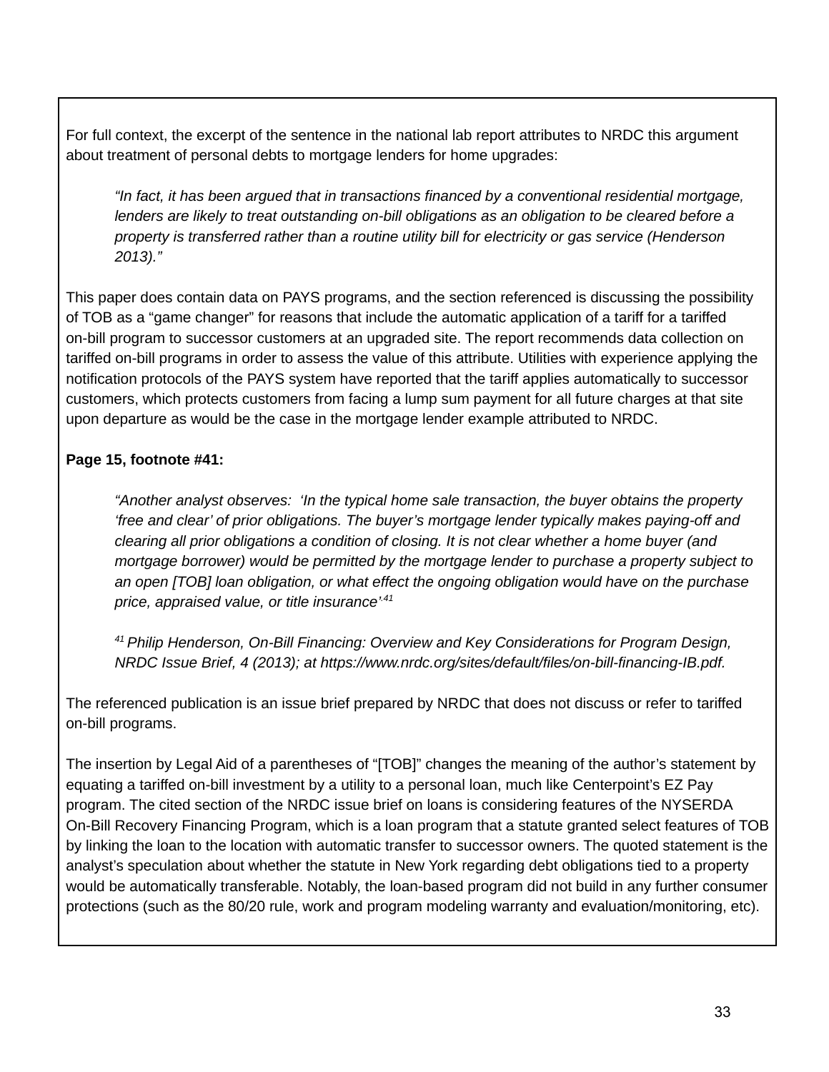For full context, the excerpt of the sentence in the national lab report attributes to NRDC this argument about treatment of personal debts to mortgage lenders for home upgrades:

> *"In fact, it has been argued that in transactions financed by a conventional residential mortgage, lenders are likely to treat outstanding on-bill obligations as an obligation to be cleared before a property is transferred rather than a routine utility bill for electricity or gas service (Henderson 2013)."*

This paper does contain data on PAYS programs, and the section referenced is discussing the possibility of TOB as a "game changer" for reasons that include the automatic application of a tariff for a tariffed on-bill program to successor customers at an upgraded site. The report recommends data collection on tariffed on-bill programs in order to assess the value of this attribute. Utilities with experience applying the notification protocols of the PAYS system have reported that the tariff applies automatically to successor customers, which protects customers from facing a lump sum payment for all future charges at that site upon departure as would be the case in the mortgage lender example attributed to NRDC.

**Page 15, footnote #41:**

> *"Another analyst observes: 'In the typical home sale transaction, the buyer obtains the property 'free and clear' of prior obligations. The buyer's mortgage lender typically makes paying-off and clearing all prior obligations a condition of closing. It is not clear whether a home buyer (and mortgage borrower) would be permitted by the mortgage lender to purchase a property subject to an open [TOB] loan obligation, or what effect the ongoing obligation would have on the purchase price, appraised value, or title insurance'.[41]*
>
> *[41] Philip Henderson, On-Bill Financing: Overview and Key Considerations for Program Design, NRDC Issue Brief, 4 (2013); at https://www.nrdc.org/sites/default/files/on-bill-financing-IB.pdf.*

The referenced publication is an issue brief prepared by NRDC that does not discuss or refer to tariffed on-bill programs.

The insertion by Legal Aid of a parentheses of "[TOB]" changes the meaning of the author's statement by equating a tariffed on-bill investment by a utility to a personal loan, much like Centerpoint's EZ Pay program. The cited section of the NRDC issue brief on loans is considering features of the NYSERDA On-Bill Recovery Financing Program, which is a loan program that a statute granted select features of TOB by linking the loan to the location with automatic transfer to successor owners. The quoted statement is the analyst's speculation about whether the statute in New York regarding debt obligations tied to a property would be automatically transferable. Notably, the loan-based program did not build in any further consumer protections (such as the 80/20 rule, work and program modeling warranty and evaluation/monitoring, etc).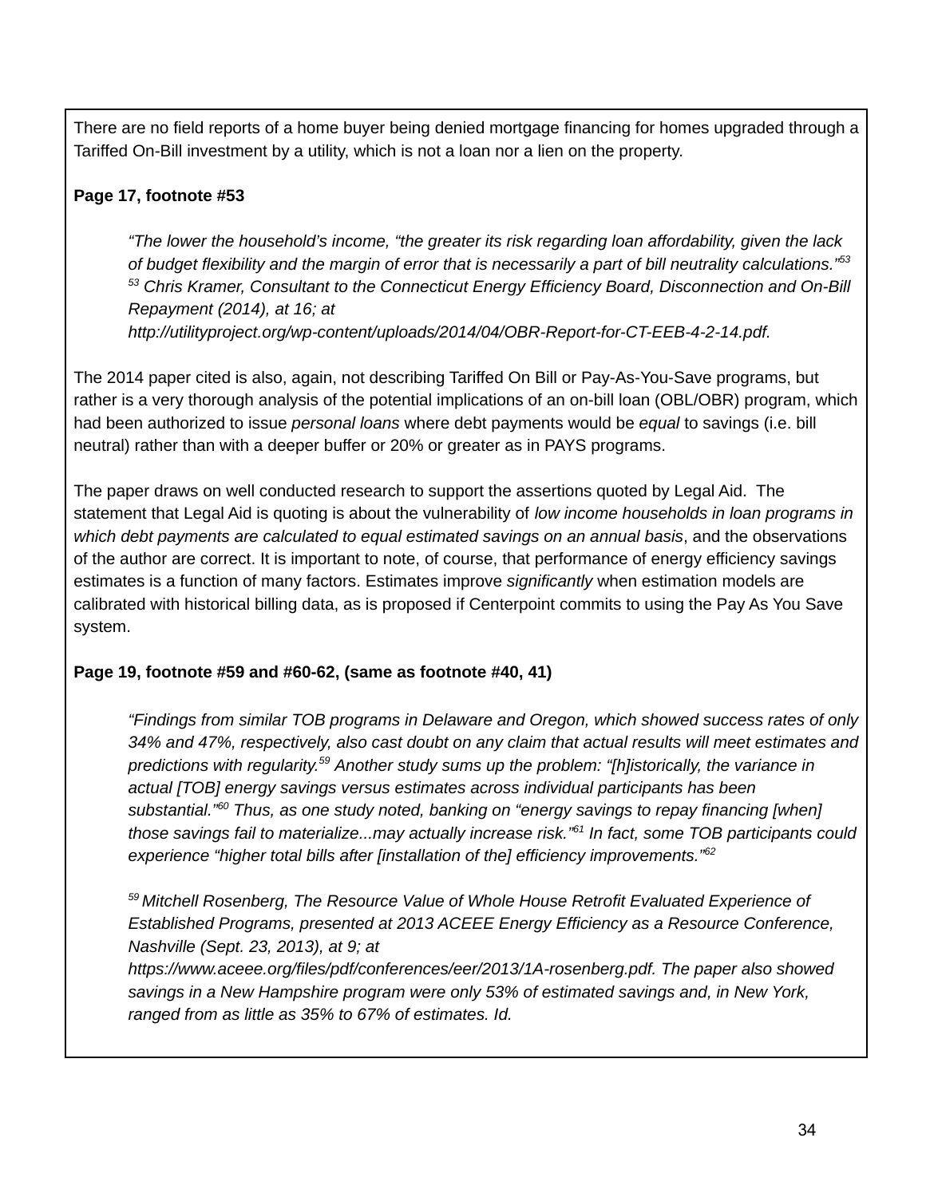There are no field reports of a home buyer being denied mortgage financing for homes upgraded through a Tariffed On-Bill investment by a utility, which is not a loan nor a lien on the property.

**Page 17, footnote #53**

> *"The lower the household's income, "the greater its risk regarding loan affordability, given the lack of budget flexibility and the margin of error that is necessarily a part of bill neutrality calculations."[53]*
> *[53] Chris Kramer, Consultant to the Connecticut Energy Efficiency Board, Disconnection and On-Bill Repayment (2014), at 16; at http://utilityproject.org/wp-content/uploads/2014/04/OBR-Report-for-CT-EEB-4-2-14.pdf.*

The 2014 paper cited is also, again, not describing Tariffed On Bill or Pay-As-You-Save programs, but rather is a very thorough analysis of the potential implications of an on-bill loan (OBL/OBR) program, which had been authorized to issue *personal loans* where debt payments would be *equal* to savings (i.e. bill neutral) rather than with a deeper buffer or 20% or greater as in PAYS programs.

The paper draws on well conducted research to support the assertions quoted by Legal Aid. The statement that Legal Aid is quoting is about the vulnerability of *low income households in loan programs in which debt payments are calculated to equal estimated savings on an annual basis*, and the observations of the author are correct. It is important to note, of course, that performance of energy efficiency savings estimates is a function of many factors. Estimates improve *significantly* when estimation models are calibrated with historical billing data, as is proposed if Centerpoint commits to using the Pay As You Save system.

**Page 19, footnote #59 and #60-62, (same as footnote #40, 41)**

> *"Findings from similar TOB programs in Delaware and Oregon, which showed success rates of only 34% and 47%, respectively, also cast doubt on any claim that actual results will meet estimates and predictions with regularity.[59] Another study sums up the problem: "[h]istorically, the variance in actual [TOB] energy savings versus estimates across individual participants has been substantial."[60] Thus, as one study noted, banking on "energy savings to repay financing [when] those savings fail to materialize...may actually increase risk."[61] In fact, some TOB participants could experience "higher total bills after [installation of the] efficiency improvements."[62]*
>
> *[59] Mitchell Rosenberg, The Resource Value of Whole House Retrofit Evaluated Experience of Established Programs, presented at 2013 ACEEE Energy Efficiency as a Resource Conference, Nashville (Sept. 23, 2013), at 9; at https://www.aceee.org/files/pdf/conferences/eer/2013/1A-rosenberg.pdf. The paper also showed savings in a New Hampshire program were only 53% of estimated savings and, in New York, ranged from as little as 35% to 67% of estimates. Id.*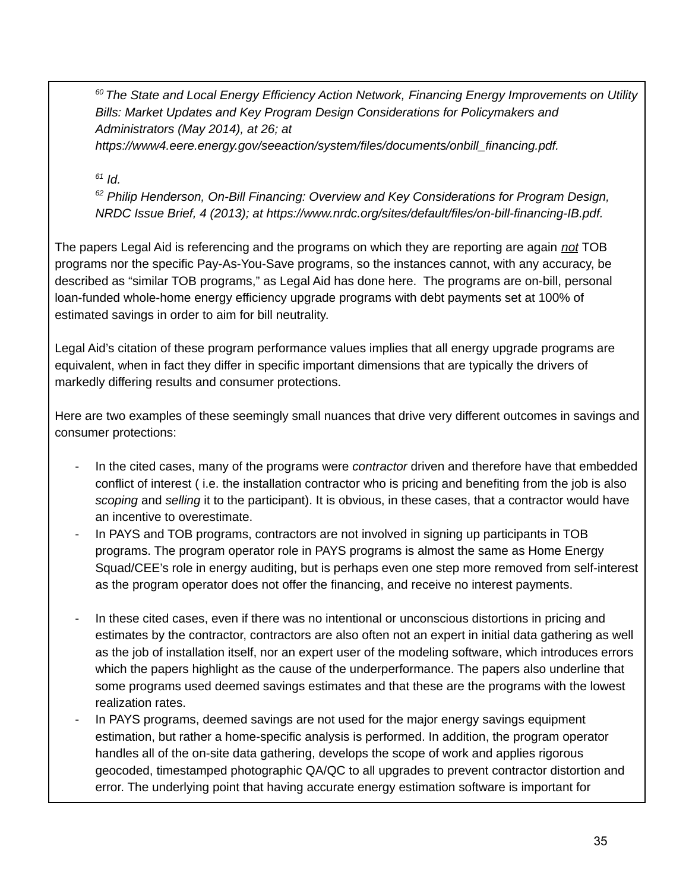[60] *The State and Local Energy Efficiency Action Network, Financing Energy Improvements on Utility Bills: Market Updates and Key Program Design Considerations for Policymakers and Administrators (May 2014), at 26; at https://www4.eere.energy.gov/seeaction/system/files/documents/onbill_financing.pdf.*

[61] *Id.*

[62] *Philip Henderson, On-Bill Financing: Overview and Key Considerations for Program Design, NRDC Issue Brief, 4 (2013); at https://www.nrdc.org/sites/default/files/on-bill-financing-IB.pdf.*

The papers Legal Aid is referencing and the programs on which they are reporting are again <u>*not*</u> TOB programs nor the specific Pay-As-You-Save programs, so the instances cannot, with any accuracy, be described as "similar TOB programs," as Legal Aid has done here. The programs are on-bill, personal loan-funded whole-home energy efficiency upgrade programs with debt payments set at 100% of estimated savings in order to aim for bill neutrality.

Legal Aid's citation of these program performance values implies that all energy upgrade programs are equivalent, when in fact they differ in specific important dimensions that are typically the drivers of markedly differing results and consumer protections.

Here are two examples of these seemingly small nuances that drive very different outcomes in savings and consumer protections:

- In the cited cases, many of the programs were *contractor* driven and therefore have that embedded conflict of interest ( i.e. the installation contractor who is pricing and benefiting from the job is also *scoping* and *selling* it to the participant). It is obvious, in these cases, that a contractor would have an incentive to overestimate.
- In PAYS and TOB programs, contractors are not involved in signing up participants in TOB programs. The program operator role in PAYS programs is almost the same as Home Energy Squad/CEE's role in energy auditing, but is perhaps even one step more removed from self-interest as the program operator does not offer the financing, and receive no interest payments.

- In these cited cases, even if there was no intentional or unconscious distortions in pricing and estimates by the contractor, contractors are also often not an expert in initial data gathering as well as the job of installation itself, nor an expert user of the modeling software, which introduces errors which the papers highlight as the cause of the underperformance. The papers also underline that some programs used deemed savings estimates and that these are the programs with the lowest realization rates.
- In PAYS programs, deemed savings are not used for the major energy savings equipment estimation, but rather a home-specific analysis is performed. In addition, the program operator handles all of the on-site data gathering, develops the scope of work and applies rigorous geocoded, timestamped photographic QA/QC to all upgrades to prevent contractor distortion and error. The underlying point that having accurate energy estimation software is important for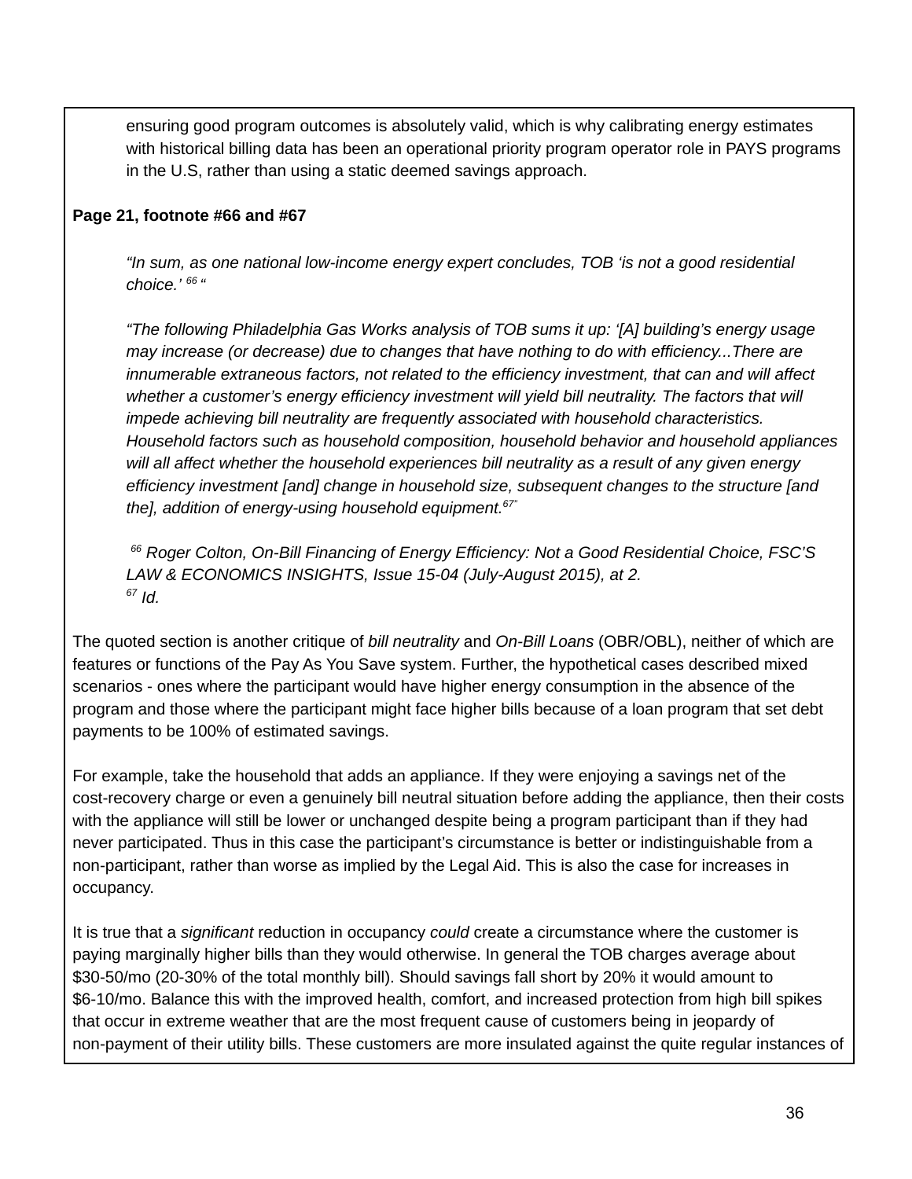ensuring good program outcomes is absolutely valid, which is why calibrating energy estimates with historical billing data has been an operational priority program operator role in PAYS programs in the U.S, rather than using a static deemed savings approach.

**Page 21, footnote #66 and #67**

> *"In sum, as one national low-income energy expert concludes, TOB 'is not a good residential choice.'* [66] *"*
>
> *"The following Philadelphia Gas Works analysis of TOB sums it up: '[A] building's energy usage may increase (or decrease) due to changes that have nothing to do with efficiency...There are innumerable extraneous factors, not related to the efficiency investment, that can and will affect whether a customer's energy efficiency investment will yield bill neutrality. The factors that will impede achieving bill neutrality are frequently associated with household characteristics. Household factors such as household composition, household behavior and household appliances will all affect whether the household experiences bill neutrality as a result of any given energy efficiency investment [and] change in household size, subsequent changes to the structure [and the], addition of energy-using household equipment.* [67] *"*
>
> [66] *Roger Colton, On-Bill Financing of Energy Efficiency: Not a Good Residential Choice, FSC'S LAW & ECONOMICS INSIGHTS, Issue 15-04 (July-August 2015), at 2.*
> [67] *Id.*

The quoted section is another critique of *bill neutrality* and *On-Bill Loans* (OBR/OBL), neither of which are features or functions of the Pay As You Save system. Further, the hypothetical cases described mixed scenarios - ones where the participant would have higher energy consumption in the absence of the program and those where the participant might face higher bills because of a loan program that set debt payments to be 100% of estimated savings.

For example, take the household that adds an appliance. If they were enjoying a savings net of the cost-recovery charge or even a genuinely bill neutral situation before adding the appliance, then their costs with the appliance will still be lower or unchanged despite being a program participant than if they had never participated. Thus in this case the participant's circumstance is better or indistinguishable from a non-participant, rather than worse as implied by the Legal Aid. This is also the case for increases in occupancy.

It is true that a *significant* reduction in occupancy *could* create a circumstance where the customer is paying marginally higher bills than they would otherwise. In general the TOB charges average about $30-50/mo (20-30% of the total monthly bill). Should savings fall short by 20% it would amount to $6-10/mo. Balance this with the improved health, comfort, and increased protection from high bill spikes that occur in extreme weather that are the most frequent cause of customers being in jeopardy of non-payment of their utility bills. These customers are more insulated against the quite regular instances of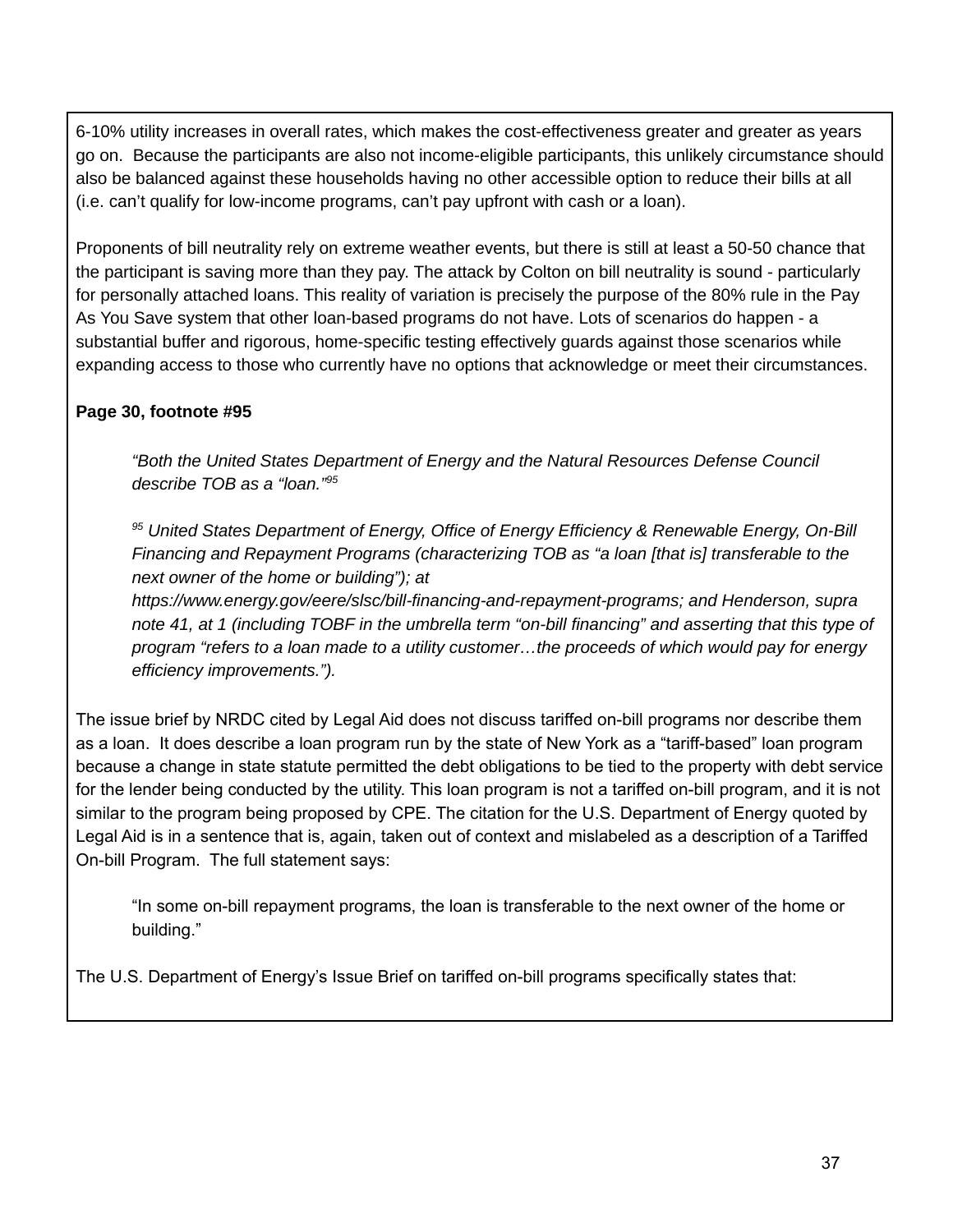6-10% utility increases in overall rates, which makes the cost-effectiveness greater and greater as years go on. Because the participants are also not income-eligible participants, this unlikely circumstance should also be balanced against these households having no other accessible option to reduce their bills at all (i.e. can't qualify for low-income programs, can't pay upfront with cash or a loan).

Proponents of bill neutrality rely on extreme weather events, but there is still at least a 50-50 chance that the participant is saving more than they pay. The attack by Colton on bill neutrality is sound - particularly for personally attached loans. This reality of variation is precisely the purpose of the 80% rule in the Pay As You Save system that other loan-based programs do not have. Lots of scenarios do happen - a substantial buffer and rigorous, home-specific testing effectively guards against those scenarios while expanding access to those who currently have no options that acknowledge or meet their circumstances.

**Page 30, footnote #95**

> *"Both the United States Department of Energy and the Natural Resources Defense Council describe TOB as a "loan."[95]*
>
> *[95] United States Department of Energy, Office of Energy Efficiency & Renewable Energy, On-Bill Financing and Repayment Programs (characterizing TOB as "a loan [that is] transferable to the next owner of the home or building"); at https://www.energy.gov/eere/slsc/bill-financing-and-repayment-programs; and Henderson, supra note 41, at 1 (including TOBF in the umbrella term "on-bill financing" and asserting that this type of program "refers to a loan made to a utility customer…the proceeds of which would pay for energy efficiency improvements.").*

The issue brief by NRDC cited by Legal Aid does not discuss tariffed on-bill programs nor describe them as a loan. It does describe a loan program run by the state of New York as a "tariff-based" loan program because a change in state statute permitted the debt obligations to be tied to the property with debt service for the lender being conducted by the utility. This loan program is not a tariffed on-bill program, and it is not similar to the program being proposed by CPE. The citation for the U.S. Department of Energy quoted by Legal Aid is in a sentence that is, again, taken out of context and mislabeled as a description of a Tariffed On-bill Program. The full statement says:

> "In some on-bill repayment programs, the loan is transferable to the next owner of the home or building."

The U.S. Department of Energy's Issue Brief on tariffed on-bill programs specifically states that: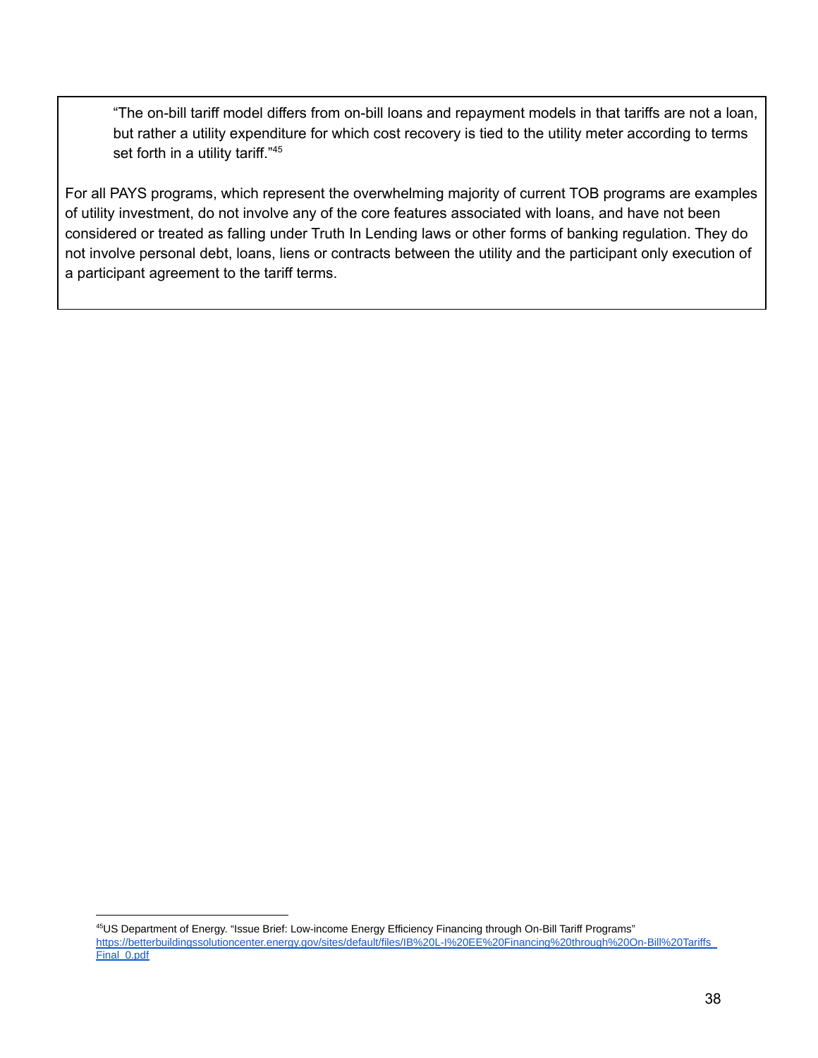> "The on-bill tariff model differs from on-bill loans and repayment models in that tariffs are not a loan, but rather a utility expenditure for which cost recovery is tied to the utility meter according to terms set forth in a utility tariff."[45]

For all PAYS programs, which represent the overwhelming majority of current TOB programs are examples of utility investment, do not involve any of the core features associated with loans, and have not been considered or treated as falling under Truth In Lending laws or other forms of banking regulation. They do not involve personal debt, loans, liens or contracts between the utility and the participant only execution of a participant agreement to the tariff terms.

---

[45] US Department of Energy. "Issue Brief: Low-income Energy Efficiency Financing through On-Bill Tariff Programs" https://betterbuildingssolutioncenter.energy.gov/sites/default/files/IB%20L-I%20EE%20Financing%20through%20On-Bill%20Tariffs_Final_0.pdf